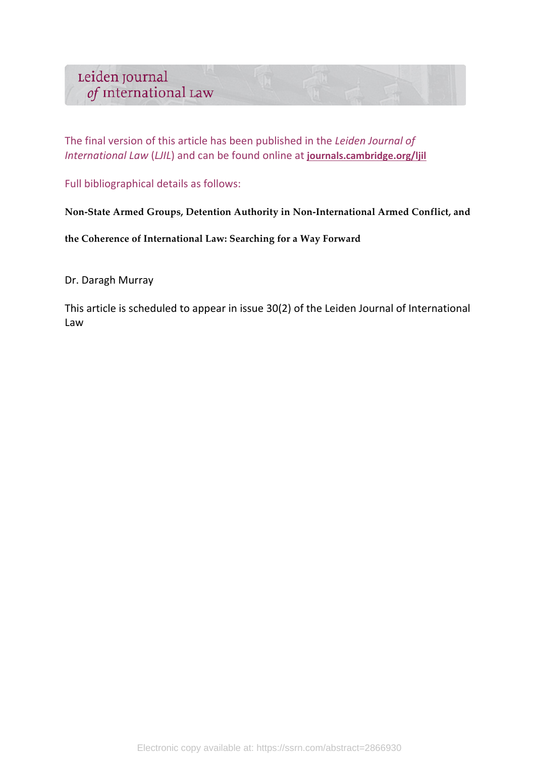Leiden Journal of International Law

The final version of this article has been published in the *Leiden Journal of International Law* (*LJIL*) and can be found online at **journals.cambridge.org/ljil**

Full bibliographical details as follows:

**Non-State Armed Groups, Detention Authority in Non-International Armed Conflict, and the Coherence of International Law: Searching for a Way Forward**

Dr. Daragh Murray

This article is scheduled to appear in issue 30(2) of the Leiden Journal of International Law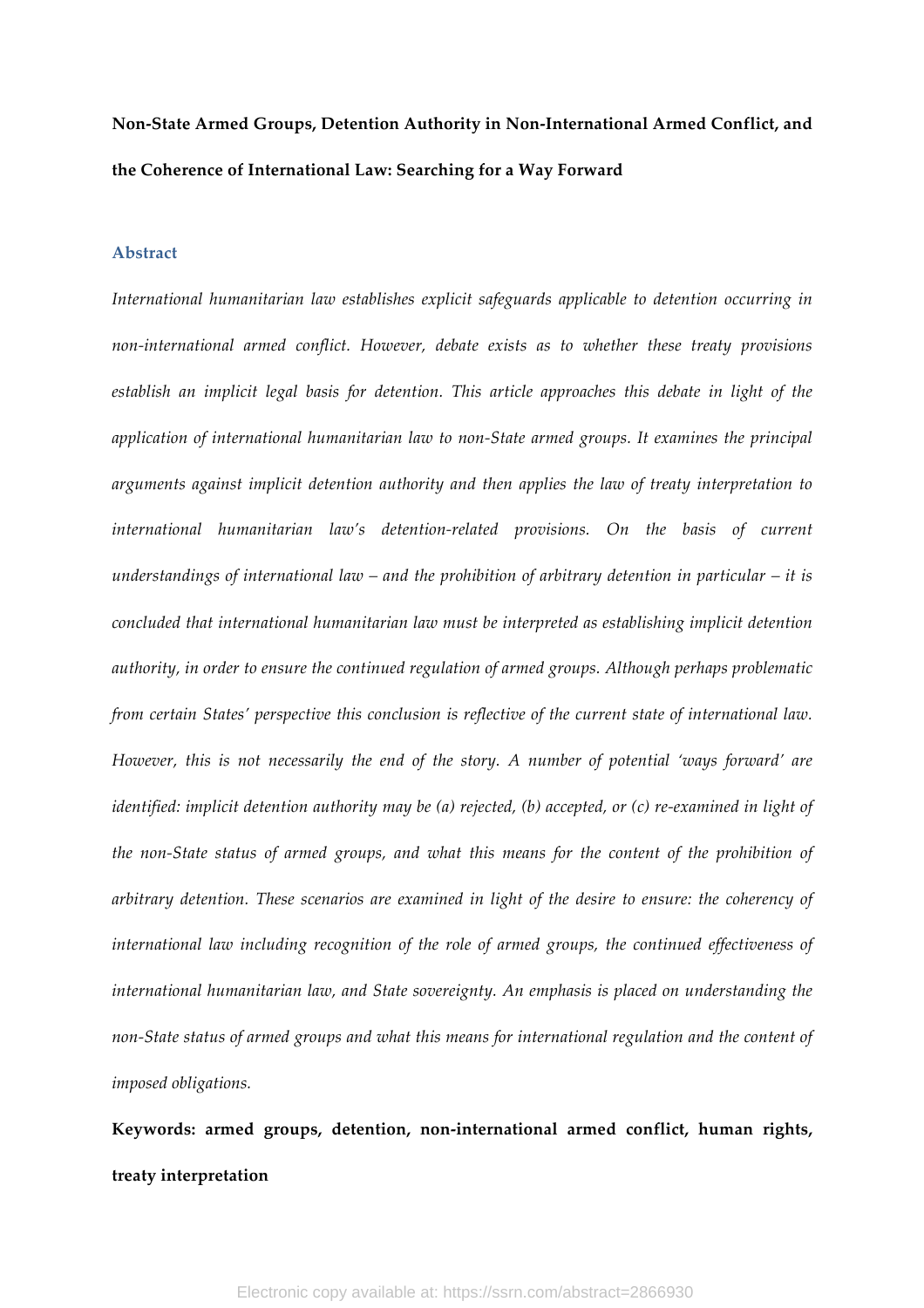**Non-State Armed Groups, Detention Authority in Non-International Armed Conflict, and the Coherence of International Law: Searching for a Way Forward**

## Abstract

*International humanitarian law establishes explicit safeguards applicable to detention occurring in non-international armed conflict. However, debate exists as to whether these treaty provisions establish an implicit legal basis for detention. This article approaches this debate in light of the application of international humanitarian law to non-State armed groups. It examines the principal arguments against implicit detention authority and then applies the law of treaty interpretation to international humanitarian law's detention-related provisions. On the basis of current understandings of international law – and the prohibition of arbitrary detention in particular – it is concluded that international humanitarian law must be interpreted as establishing implicit detention authority, in order to ensure the continued regulation of armed groups. Although perhaps problematic from certain States' perspective this conclusion is reflective of the current state of international law. However, this is not necessarily the end of the story. A number of potential 'ways forward' are identified: implicit detention authority may be (a) rejected, (b) accepted, or (c) re-examined in light of the non-State status of armed groups, and what this means for the content of the prohibition of arbitrary detention. These scenarios are examined in light of the desire to ensure: the coherency of international law including recognition of the role of armed groups, the continued effectiveness of international humanitarian law, and State sovereignty. An emphasis is placed on understanding the non-State status of armed groups and what this means for international regulation and the content of imposed obligations.*

**Keywords: armed groups, detention, non-international armed conflict, human rights, treaty interpretation**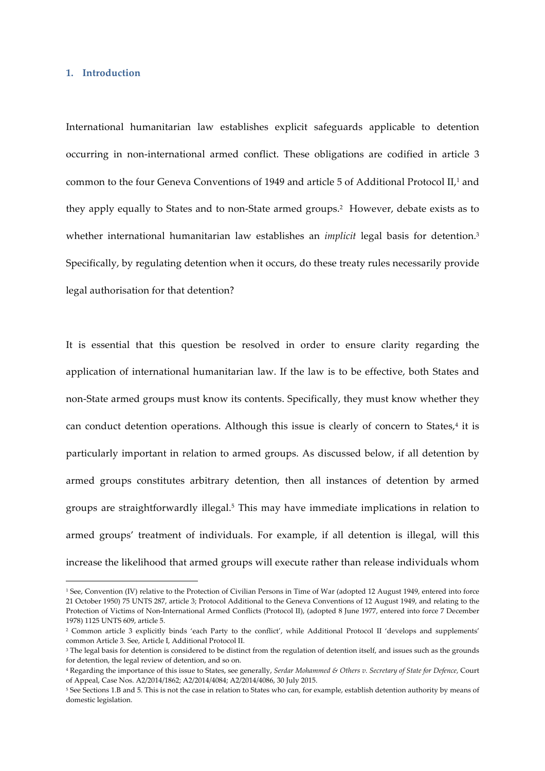## 1. Introduction

International humanitarian law establishes explicit safeguards applicable to detention occurring in non-international armed conflict. These obligations are codified in article 3 common to the four Geneva Conventions of 1949 and article 5 of Additional Protocol II,[1] and they apply equally to States and to non-State armed groups.[2] However, debate exists as to whether international humanitarian law establishes an *implicit* legal basis for detention.[3] Specifically, by regulating detention when it occurs, do these treaty rules necessarily provide legal authorisation for that detention?

It is essential that this question be resolved in order to ensure clarity regarding the application of international humanitarian law. If the law is to be effective, both States and non-State armed groups must know its contents. Specifically, they must know whether they can conduct detention operations. Although this issue is clearly of concern to States,[4] it is particularly important in relation to armed groups. As discussed below, if all detention by armed groups constitutes arbitrary detention, then all instances of detention by armed groups are straightforwardly illegal.[5] This may have immediate implications in relation to armed groups' treatment of individuals. For example, if all detention is illegal, will this increase the likelihood that armed groups will execute rather than release individuals whom

---

[1] See, Convention (IV) relative to the Protection of Civilian Persons in Time of War (adopted 12 August 1949, entered into force 21 October 1950) 75 UNTS 287, article 3; Protocol Additional to the Geneva Conventions of 12 August 1949, and relating to the Protection of Victims of Non-International Armed Conflicts (Protocol II), (adopted 8 June 1977, entered into force 7 December 1978) 1125 UNTS 609, article 5.

[2] Common article 3 explicitly binds 'each Party to the conflict', while Additional Protocol II 'develops and supplements' common Article 3. See, Article I, Additional Protocol II.

[3] The legal basis for detention is considered to be distinct from the regulation of detention itself, and issues such as the grounds for detention, the legal review of detention, and so on.

[4] Regarding the importance of this issue to States, see generally, *Serdar Mohammed & Others v. Secretary of State for Defence*, Court of Appeal, Case Nos. A2/2014/1862; A2/2014/4084; A2/2014/4086, 30 July 2015.

[5] See Sections 1.B and 5. This is not the case in relation to States who can, for example, establish detention authority by means of domestic legislation.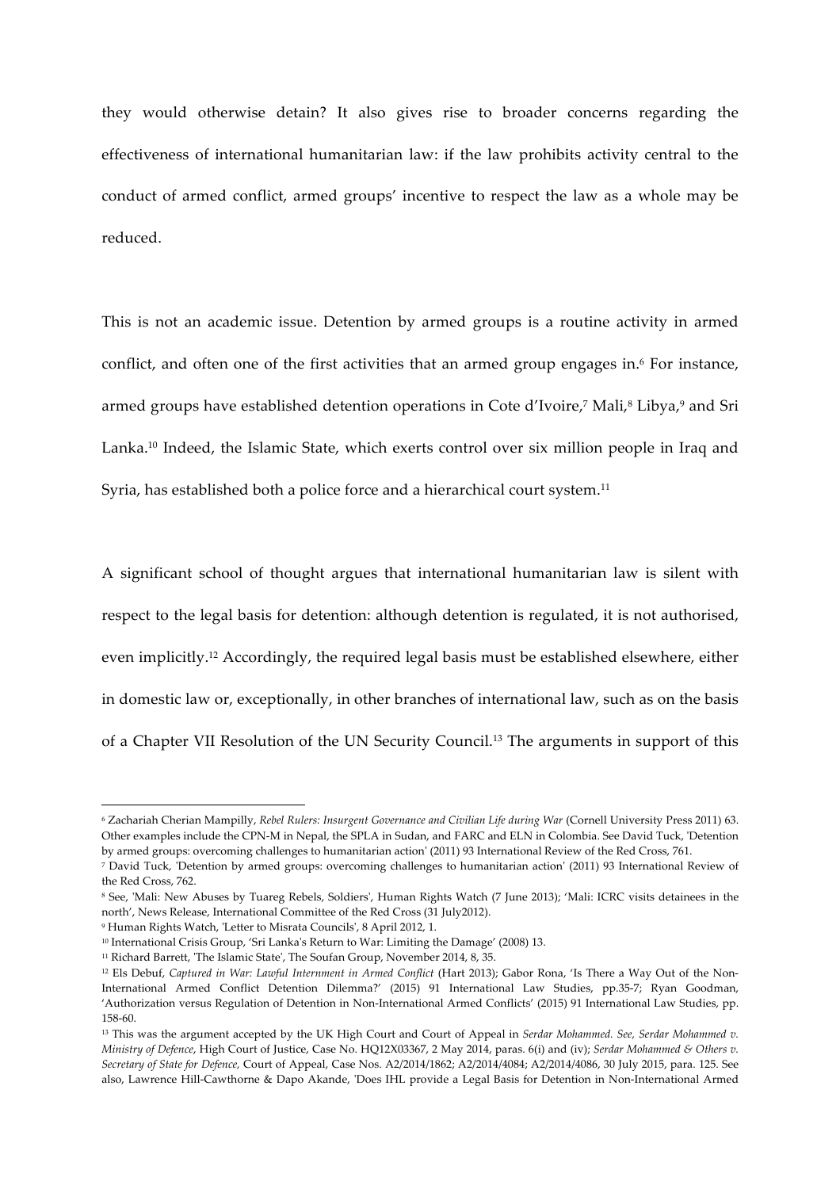they would otherwise detain? It also gives rise to broader concerns regarding the effectiveness of international humanitarian law: if the law prohibits activity central to the conduct of armed conflict, armed groups' incentive to respect the law as a whole may be reduced.

This is not an academic issue. Detention by armed groups is a routine activity in armed conflict, and often one of the first activities that an armed group engages in.[6] For instance, armed groups have established detention operations in Cote d'Ivoire,[7] Mali,[8] Libya,[9] and Sri Lanka.[10] Indeed, the Islamic State, which exerts control over six million people in Iraq and Syria, has established both a police force and a hierarchical court system.[11]

A significant school of thought argues that international humanitarian law is silent with respect to the legal basis for detention: although detention is regulated, it is not authorised, even implicitly.[12] Accordingly, the required legal basis must be established elsewhere, either in domestic law or, exceptionally, in other branches of international law, such as on the basis of a Chapter VII Resolution of the UN Security Council.[13] The arguments in support of this

---

[6] Zachariah Cherian Mampilly, *Rebel Rulers: Insurgent Governance and Civilian Life during War* (Cornell University Press 2011) 63. Other examples include the CPN-M in Nepal, the SPLA in Sudan, and FARC and ELN in Colombia. See David Tuck, 'Detention by armed groups: overcoming challenges to humanitarian action' (2011) 93 International Review of the Red Cross, 761.

[7] David Tuck, 'Detention by armed groups: overcoming challenges to humanitarian action' (2011) 93 International Review of the Red Cross, 762.

[8] See, 'Mali: New Abuses by Tuareg Rebels, Soldiers', Human Rights Watch (7 June 2013); 'Mali: ICRC visits detainees in the north', News Release, International Committee of the Red Cross (31 July2012).

[9] Human Rights Watch, 'Letter to Misrata Councils', 8 April 2012, 1.

[10] International Crisis Group, 'Sri Lanka's Return to War: Limiting the Damage' (2008) 13.

[11] Richard Barrett, 'The Islamic State', The Soufan Group, November 2014, 8, 35.

[12] Els Debuf, *Captured in War: Lawful Internment in Armed Conflict* (Hart 2013); Gabor Rona, 'Is There a Way Out of the Non-International Armed Conflict Detention Dilemma?' (2015) 91 International Law Studies, pp.35-7; Ryan Goodman, 'Authorization versus Regulation of Detention in Non-International Armed Conflicts' (2015) 91 International Law Studies, pp. 158-60.

[13] This was the argument accepted by the UK High Court and Court of Appeal in *Serdar Mohammed. See, Serdar Mohammed v. Ministry of Defence*, High Court of Justice, Case No. HQ12X03367, 2 May 2014, paras. 6(i) and (iv); *Serdar Mohammed & Others v. Secretary of State for Defence*, Court of Appeal, Case Nos. A2/2014/1862; A2/2014/4084; A2/2014/4086, 30 July 2015, para. 125. See also, Lawrence Hill-Cawthorne & Dapo Akande, 'Does IHL provide a Legal Basis for Detention in Non-International Armed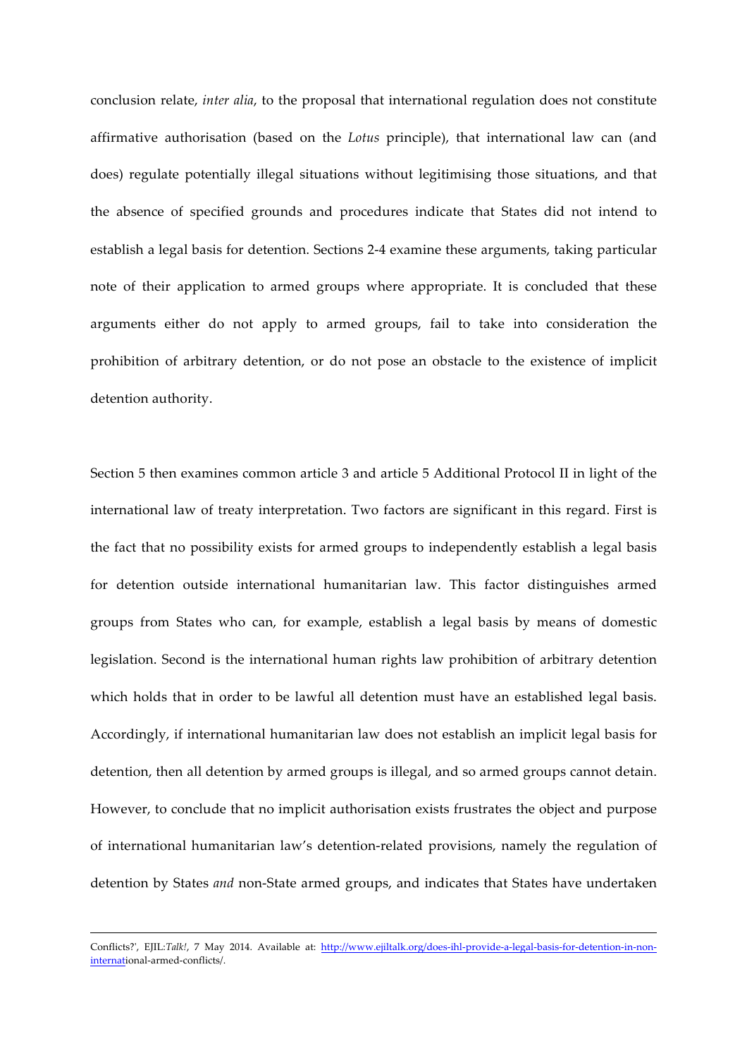conclusion relate, *inter alia*, to the proposal that international regulation does not constitute affirmative authorisation (based on the *Lotus* principle), that international law can (and does) regulate potentially illegal situations without legitimising those situations, and that the absence of specified grounds and procedures indicate that States did not intend to establish a legal basis for detention. Sections 2-4 examine these arguments, taking particular note of their application to armed groups where appropriate. It is concluded that these arguments either do not apply to armed groups, fail to take into consideration the prohibition of arbitrary detention, or do not pose an obstacle to the existence of implicit detention authority.

Section 5 then examines common article 3 and article 5 Additional Protocol II in light of the international law of treaty interpretation. Two factors are significant in this regard. First is the fact that no possibility exists for armed groups to independently establish a legal basis for detention outside international humanitarian law. This factor distinguishes armed groups from States who can, for example, establish a legal basis by means of domestic legislation. Second is the international human rights law prohibition of arbitrary detention which holds that in order to be lawful all detention must have an established legal basis. Accordingly, if international humanitarian law does not establish an implicit legal basis for detention, then all detention by armed groups is illegal, and so armed groups cannot detain. However, to conclude that no implicit authorisation exists frustrates the object and purpose of international humanitarian law's detention-related provisions, namely the regulation of detention by States *and* non-State armed groups, and indicates that States have undertaken

Conflicts?', EJIL:*Talk!*, 7 May 2014. Available at: http://www.ejiltalk.org/does-ihl-provide-a-legal-basis-for-detention-in-non-international-armed-conflicts/.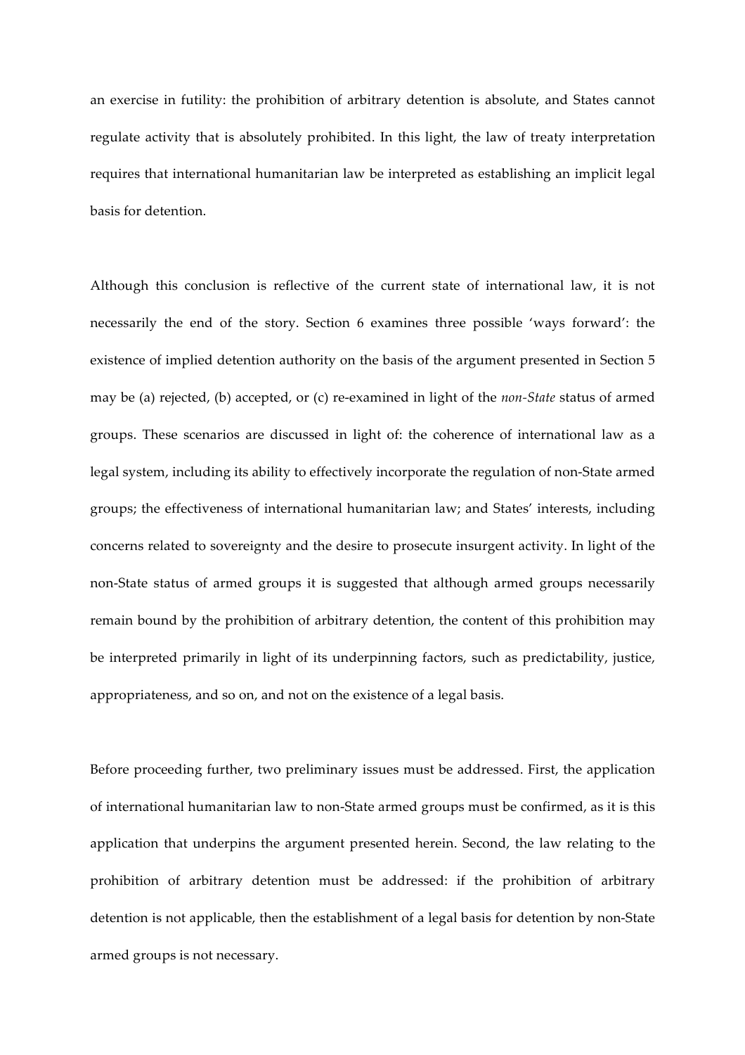an exercise in futility: the prohibition of arbitrary detention is absolute, and States cannot regulate activity that is absolutely prohibited. In this light, the law of treaty interpretation requires that international humanitarian law be interpreted as establishing an implicit legal basis for detention.

Although this conclusion is reflective of the current state of international law, it is not necessarily the end of the story. Section 6 examines three possible 'ways forward': the existence of implied detention authority on the basis of the argument presented in Section 5 may be (a) rejected, (b) accepted, or (c) re-examined in light of the *non-State* status of armed groups. These scenarios are discussed in light of: the coherence of international law as a legal system, including its ability to effectively incorporate the regulation of non-State armed groups; the effectiveness of international humanitarian law; and States' interests, including concerns related to sovereignty and the desire to prosecute insurgent activity. In light of the non-State status of armed groups it is suggested that although armed groups necessarily remain bound by the prohibition of arbitrary detention, the content of this prohibition may be interpreted primarily in light of its underpinning factors, such as predictability, justice, appropriateness, and so on, and not on the existence of a legal basis.

Before proceeding further, two preliminary issues must be addressed. First, the application of international humanitarian law to non-State armed groups must be confirmed, as it is this application that underpins the argument presented herein. Second, the law relating to the prohibition of arbitrary detention must be addressed: if the prohibition of arbitrary detention is not applicable, then the establishment of a legal basis for detention by non-State armed groups is not necessary.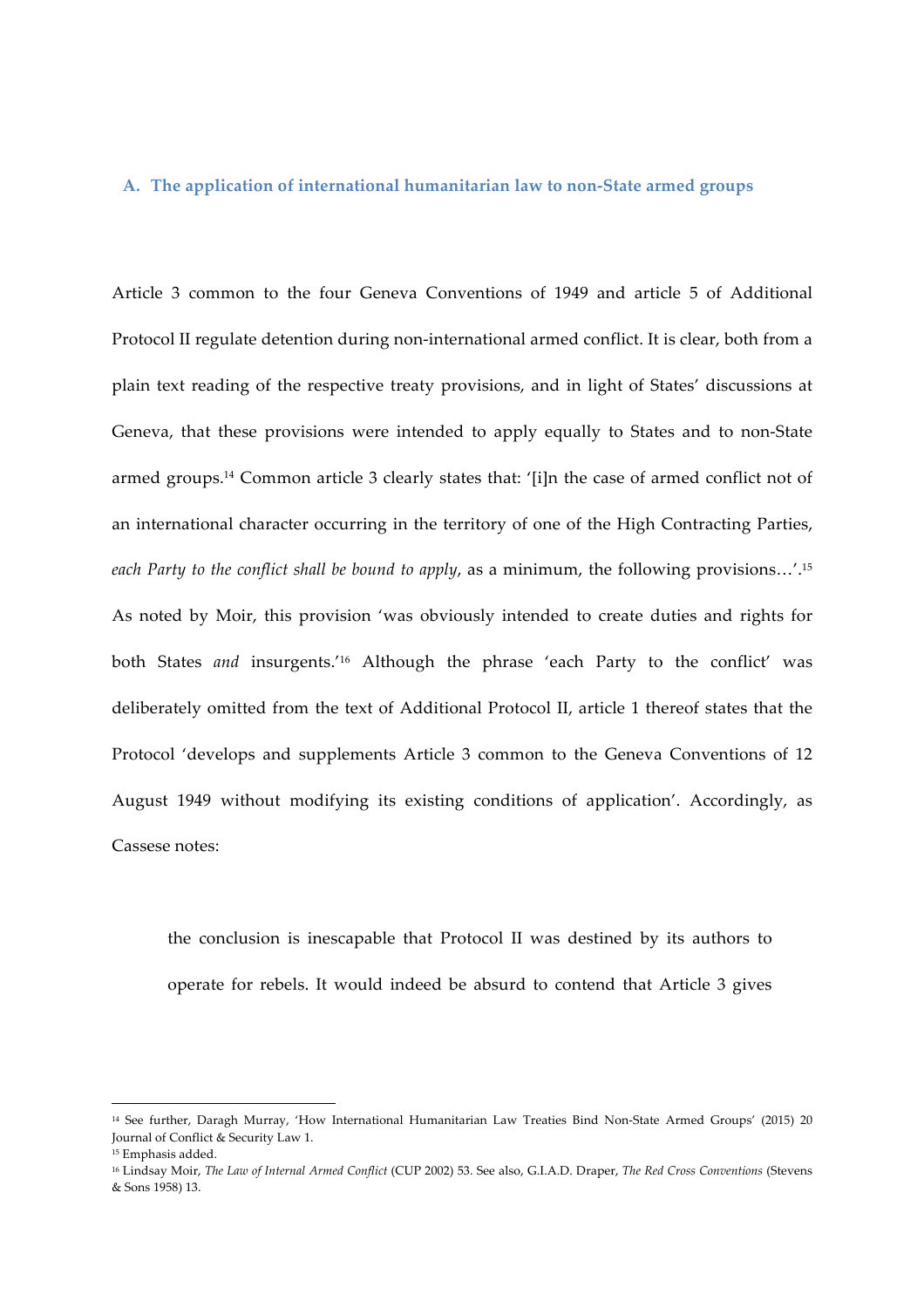### A. The application of international humanitarian law to non-State armed groups

Article 3 common to the four Geneva Conventions of 1949 and article 5 of Additional Protocol II regulate detention during non-international armed conflict. It is clear, both from a plain text reading of the respective treaty provisions, and in light of States' discussions at Geneva, that these provisions were intended to apply equally to States and to non-State armed groups.[14] Common article 3 clearly states that: '[i]n the case of armed conflict not of an international character occurring in the territory of one of the High Contracting Parties, *each Party to the conflict shall be bound to apply*, as a minimum, the following provisions…'.[15] As noted by Moir, this provision 'was obviously intended to create duties and rights for both States *and* insurgents.'[16] Although the phrase 'each Party to the conflict' was deliberately omitted from the text of Additional Protocol II, article 1 thereof states that the Protocol 'develops and supplements Article 3 common to the Geneva Conventions of 12 August 1949 without modifying its existing conditions of application'. Accordingly, as Cassese notes:

> the conclusion is inescapable that Protocol II was destined by its authors to operate for rebels. It would indeed be absurd to contend that Article 3 gives

[14] See further, Daragh Murray, 'How International Humanitarian Law Treaties Bind Non-State Armed Groups' (2015) 20 Journal of Conflict & Security Law 1.

[15] Emphasis added.

[16] Lindsay Moir, *The Law of Internal Armed Conflict* (CUP 2002) 53. See also, G.I.A.D. Draper, *The Red Cross Conventions* (Stevens & Sons 1958) 13.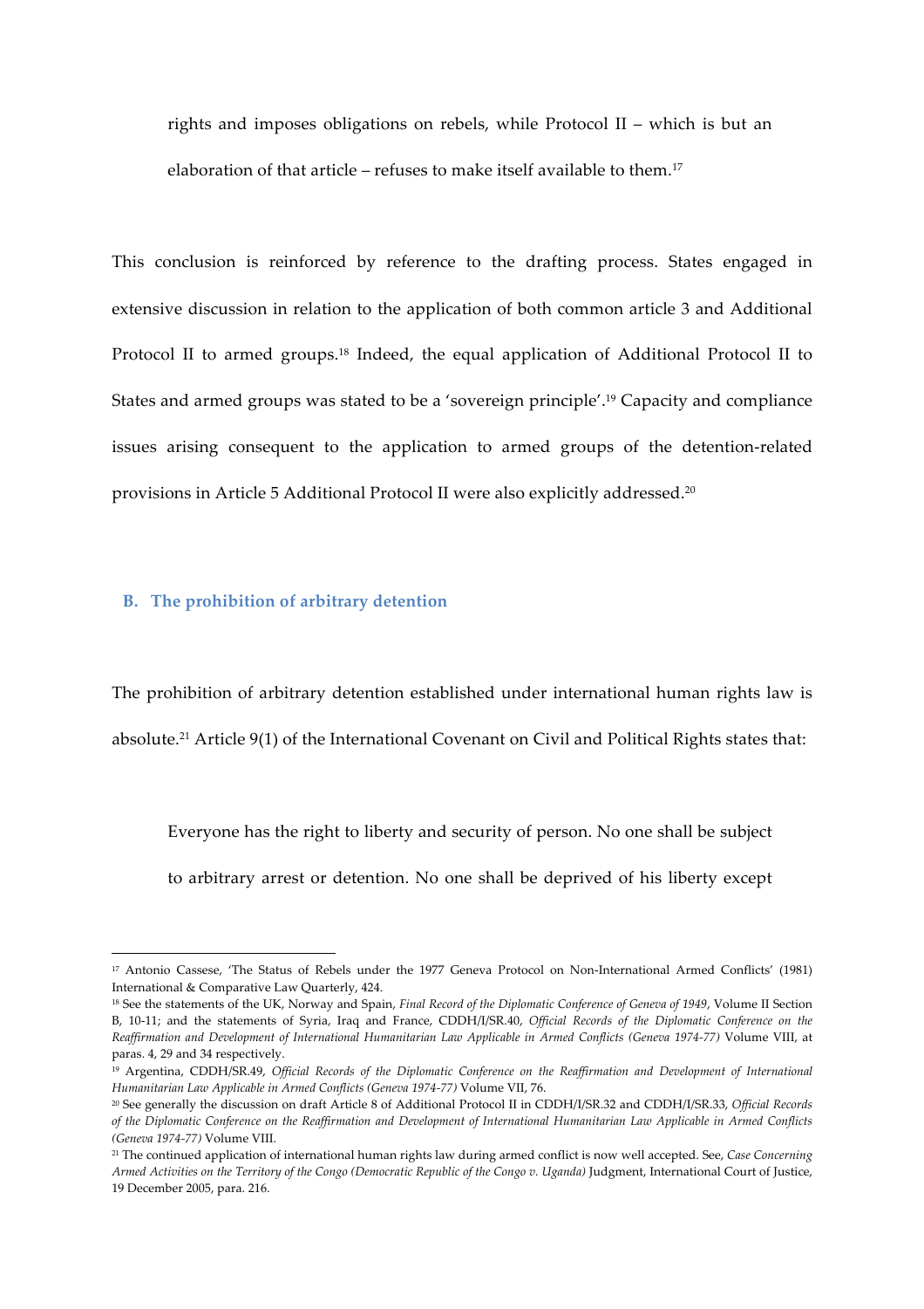> rights and imposes obligations on rebels, while Protocol II – which is but an elaboration of that article – refuses to make itself available to them.[17]

This conclusion is reinforced by reference to the drafting process. States engaged in extensive discussion in relation to the application of both common article 3 and Additional Protocol II to armed groups.[18] Indeed, the equal application of Additional Protocol II to States and armed groups was stated to be a 'sovereign principle'.[19] Capacity and compliance issues arising consequent to the application to armed groups of the detention-related provisions in Article 5 Additional Protocol II were also explicitly addressed.[20]

### B. The prohibition of arbitrary detention

The prohibition of arbitrary detention established under international human rights law is absolute.[21] Article 9(1) of the International Covenant on Civil and Political Rights states that:

> Everyone has the right to liberty and security of person. No one shall be subject to arbitrary arrest or detention. No one shall be deprived of his liberty except

---

[17] Antonio Cassese, 'The Status of Rebels under the 1977 Geneva Protocol on Non-International Armed Conflicts' (1981) International & Comparative Law Quarterly, 424.

[18] See the statements of the UK, Norway and Spain, *Final Record of the Diplomatic Conference of Geneva of 1949*, Volume II Section B, 10-11; and the statements of Syria, Iraq and France, CDDH/I/SR.40, *Official Records of the Diplomatic Conference on the Reaffirmation and Development of International Humanitarian Law Applicable in Armed Conflicts (Geneva 1974-77)* Volume VIII, at paras. 4, 29 and 34 respectively.

[19] Argentina, CDDH/SR.49, *Official Records of the Diplomatic Conference on the Reaffirmation and Development of International Humanitarian Law Applicable in Armed Conflicts (Geneva 1974-77)* Volume VII, 76.

[20] See generally the discussion on draft Article 8 of Additional Protocol II in CDDH/I/SR.32 and CDDH/I/SR.33, *Official Records of the Diplomatic Conference on the Reaffirmation and Development of International Humanitarian Law Applicable in Armed Conflicts (Geneva 1974-77)* Volume VIII.

[21] The continued application of international human rights law during armed conflict is now well accepted. See, *Case Concerning Armed Activities on the Territory of the Congo (Democratic Republic of the Congo v. Uganda)* Judgment, International Court of Justice, 19 December 2005, para. 216.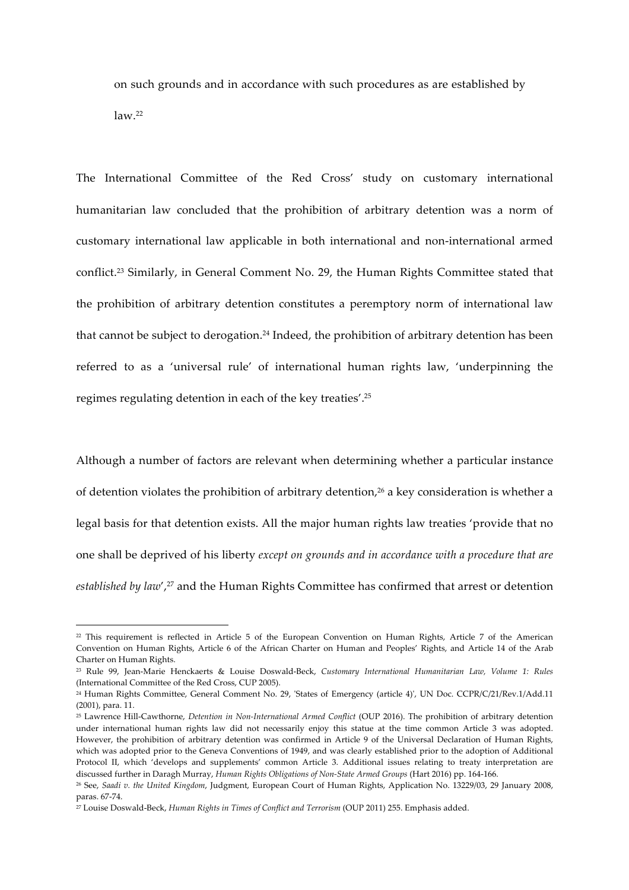on such grounds and in accordance with such procedures as are established by law.[22]

The International Committee of the Red Cross' study on customary international humanitarian law concluded that the prohibition of arbitrary detention was a norm of customary international law applicable in both international and non-international armed conflict.[23] Similarly, in General Comment No. 29, the Human Rights Committee stated that the prohibition of arbitrary detention constitutes a peremptory norm of international law that cannot be subject to derogation.[24] Indeed, the prohibition of arbitrary detention has been referred to as a 'universal rule' of international human rights law, 'underpinning the regimes regulating detention in each of the key treaties'.[25]

Although a number of factors are relevant when determining whether a particular instance of detention violates the prohibition of arbitrary detention,[26] a key consideration is whether a legal basis for that detention exists. All the major human rights law treaties 'provide that no one shall be deprived of his liberty *except on grounds and in accordance with a procedure that are established by law*',[27] and the Human Rights Committee has confirmed that arrest or detention

---

[22] This requirement is reflected in Article 5 of the European Convention on Human Rights, Article 7 of the American Convention on Human Rights, Article 6 of the African Charter on Human and Peoples' Rights, and Article 14 of the Arab Charter on Human Rights.

[23] Rule 99, Jean-Marie Henckaerts & Louise Doswald-Beck, *Customary International Humanitarian Law, Volume 1: Rules* (International Committee of the Red Cross, CUP 2005).

[24] Human Rights Committee, General Comment No. 29, 'States of Emergency (article 4)', UN Doc. CCPR/C/21/Rev.1/Add.11 (2001), para. 11.

[25] Lawrence Hill-Cawthorne, *Detention in Non-International Armed Conflict* (OUP 2016). The prohibition of arbitrary detention under international human rights law did not necessarily enjoy this statue at the time common Article 3 was adopted. However, the prohibition of arbitrary detention was confirmed in Article 9 of the Universal Declaration of Human Rights, which was adopted prior to the Geneva Conventions of 1949, and was clearly established prior to the adoption of Additional Protocol II, which 'develops and supplements' common Article 3. Additional issues relating to treaty interpretation are discussed further in Daragh Murray, *Human Rights Obligations of Non-State Armed Groups* (Hart 2016) pp. 164-166.

[26] See, *Saadi v. the United Kingdom*, Judgment, European Court of Human Rights, Application No. 13229/03, 29 January 2008, paras. 67-74.

[27] Louise Doswald-Beck, *Human Rights in Times of Conflict and Terrorism* (OUP 2011) 255. Emphasis added.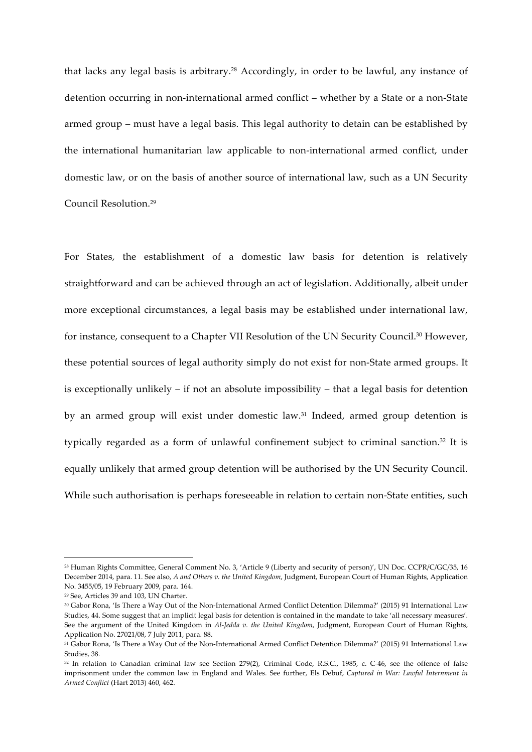that lacks any legal basis is arbitrary.[28] Accordingly, in order to be lawful, any instance of detention occurring in non-international armed conflict – whether by a State or a non-State armed group – must have a legal basis. This legal authority to detain can be established by the international humanitarian law applicable to non-international armed conflict, under domestic law, or on the basis of another source of international law, such as a UN Security Council Resolution.[29]

For States, the establishment of a domestic law basis for detention is relatively straightforward and can be achieved through an act of legislation. Additionally, albeit under more exceptional circumstances, a legal basis may be established under international law, for instance, consequent to a Chapter VII Resolution of the UN Security Council.[30] However, these potential sources of legal authority simply do not exist for non-State armed groups. It is exceptionally unlikely – if not an absolute impossibility – that a legal basis for detention by an armed group will exist under domestic law.[31] Indeed, armed group detention is typically regarded as a form of unlawful confinement subject to criminal sanction.[32] It is equally unlikely that armed group detention will be authorised by the UN Security Council. While such authorisation is perhaps foreseeable in relation to certain non-State entities, such

---

[28] Human Rights Committee, General Comment No. 3, 'Article 9 (Liberty and security of person)', UN Doc. CCPR/C/GC/35, 16 December 2014, para. 11. See also, *A and Others v. the United Kingdom*, Judgment, European Court of Human Rights, Application No. 3455/05, 19 February 2009, para. 164.

[29] See, Articles 39 and 103, UN Charter.

[30] Gabor Rona, 'Is There a Way Out of the Non-International Armed Conflict Detention Dilemma?' (2015) 91 International Law Studies, 44. Some suggest that an implicit legal basis for detention is contained in the mandate to take 'all necessary measures'. See the argument of the United Kingdom in *Al-Jedda v. the United Kingdom*, Judgment, European Court of Human Rights, Application No. 27021/08, 7 July 2011, para. 88.

[31] Gabor Rona, 'Is There a Way Out of the Non-International Armed Conflict Detention Dilemma?' (2015) 91 International Law Studies, 38.

[32] In relation to Canadian criminal law see Section 279(2), Criminal Code, R.S.C., 1985, c. C-46, see the offence of false imprisonment under the common law in England and Wales. See further, Els Debuf, *Captured in War: Lawful Internment in Armed Conflict* (Hart 2013) 460, 462.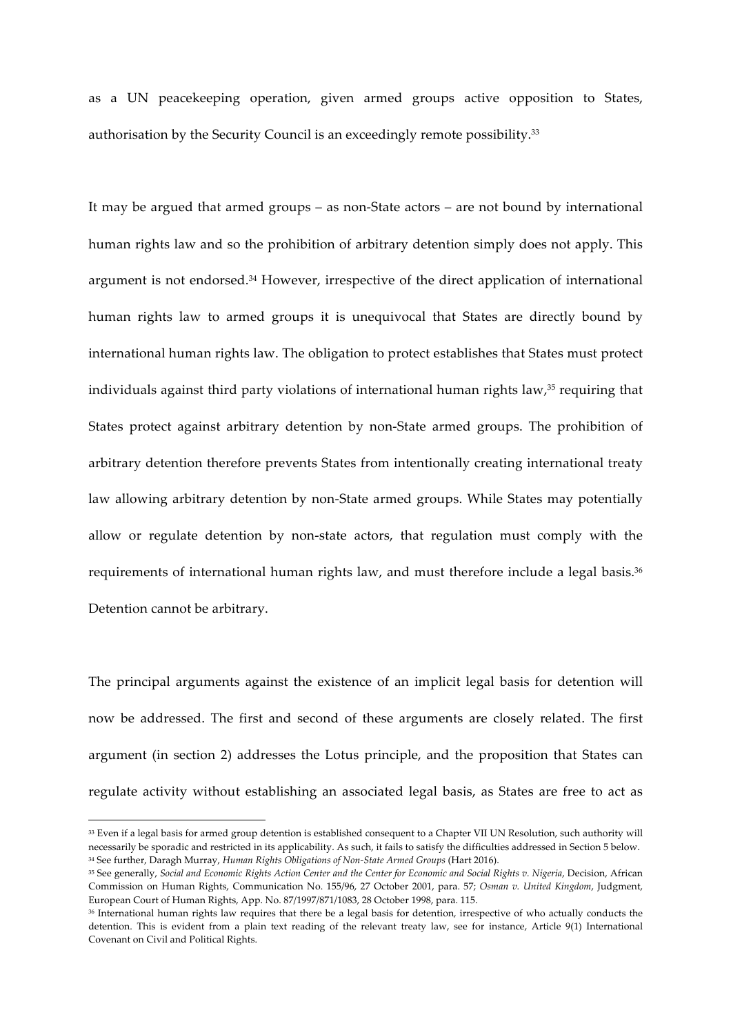as a UN peacekeeping operation, given armed groups active opposition to States, authorisation by the Security Council is an exceedingly remote possibility.[33]

It may be argued that armed groups – as non-State actors – are not bound by international human rights law and so the prohibition of arbitrary detention simply does not apply. This argument is not endorsed.[34] However, irrespective of the direct application of international human rights law to armed groups it is unequivocal that States are directly bound by international human rights law. The obligation to protect establishes that States must protect individuals against third party violations of international human rights law,[35] requiring that States protect against arbitrary detention by non-State armed groups. The prohibition of arbitrary detention therefore prevents States from intentionally creating international treaty law allowing arbitrary detention by non-State armed groups. While States may potentially allow or regulate detention by non-state actors, that regulation must comply with the requirements of international human rights law, and must therefore include a legal basis.[36] Detention cannot be arbitrary.

The principal arguments against the existence of an implicit legal basis for detention will now be addressed. The first and second of these arguments are closely related. The first argument (in section 2) addresses the Lotus principle, and the proposition that States can regulate activity without establishing an associated legal basis, as States are free to act as

---

[33] Even if a legal basis for armed group detention is established consequent to a Chapter VII UN Resolution, such authority will necessarily be sporadic and restricted in its applicability. As such, it fails to satisfy the difficulties addressed in Section 5 below.

[34] See further, Daragh Murray, *Human Rights Obligations of Non-State Armed Groups* (Hart 2016).

[35] See generally, *Social and Economic Rights Action Center and the Center for Economic and Social Rights v. Nigeria*, Decision, African Commission on Human Rights, Communication No. 155/96, 27 October 2001, para. 57; *Osman v. United Kingdom*, Judgment, European Court of Human Rights, App. No. 87/1997/871/1083, 28 October 1998, para. 115.

[36] International human rights law requires that there be a legal basis for detention, irrespective of who actually conducts the detention. This is evident from a plain text reading of the relevant treaty law, see for instance, Article 9(1) International Covenant on Civil and Political Rights.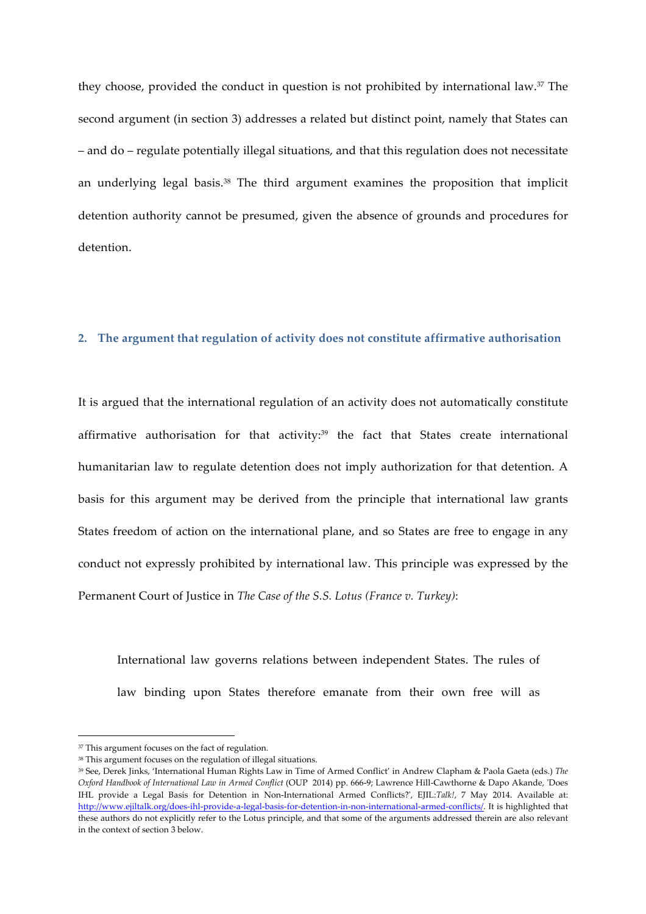they choose, provided the conduct in question is not prohibited by international law.[37] The second argument (in section 3) addresses a related but distinct point, namely that States can – and do – regulate potentially illegal situations, and that this regulation does not necessitate an underlying legal basis.[38] The third argument examines the proposition that implicit detention authority cannot be presumed, given the absence of grounds and procedures for detention.

## 2. The argument that regulation of activity does not constitute affirmative authorisation

It is argued that the international regulation of an activity does not automatically constitute affirmative authorisation for that activity:[39] the fact that States create international humanitarian law to regulate detention does not imply authorization for that detention. A basis for this argument may be derived from the principle that international law grants States freedom of action on the international plane, and so States are free to engage in any conduct not expressly prohibited by international law. This principle was expressed by the Permanent Court of Justice in *The Case of the S.S. Lotus (France v. Turkey)*:

> International law governs relations between independent States. The rules of law binding upon States therefore emanate from their own free will as

---

[37] This argument focuses on the fact of regulation.

[38] This argument focuses on the regulation of illegal situations.

[39] See, Derek Jinks, 'International Human Rights Law in Time of Armed Conflict' in Andrew Clapham & Paola Gaeta (eds.) *The Oxford Handbook of International Law in Armed Conflict* (OUP 2014) pp. 666-9; Lawrence Hill-Cawthorne & Dapo Akande, 'Does IHL provide a Legal Basis for Detention in Non-International Armed Conflicts?', EJIL:*Talk!*, 7 May 2014. Available at: http://www.ejiltalk.org/does-ihl-provide-a-legal-basis-for-detention-in-non-international-armed-conflicts/. It is highlighted that these authors do not explicitly refer to the Lotus principle, and that some of the arguments addressed therein are also relevant in the context of section 3 below.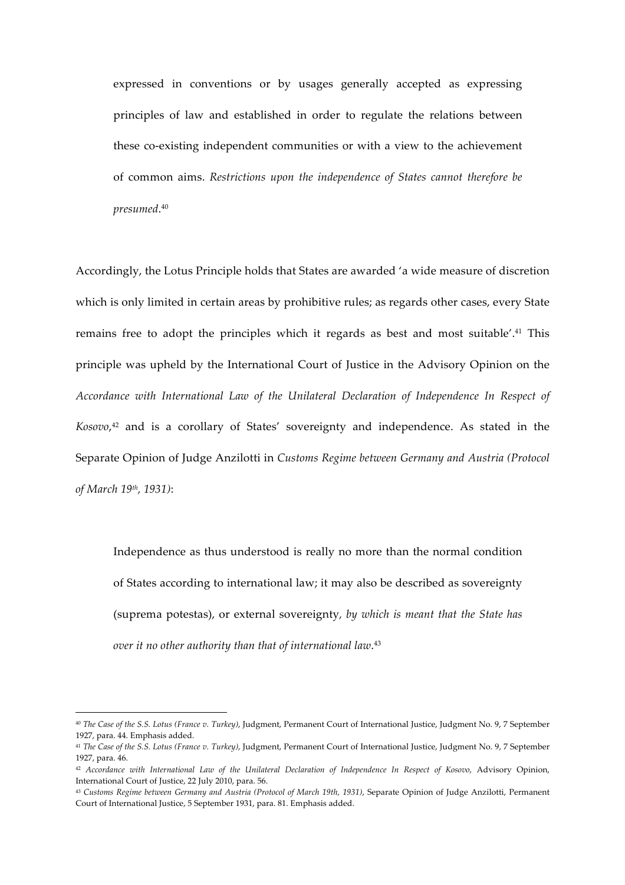> expressed in conventions or by usages generally accepted as expressing principles of law and established in order to regulate the relations between these co-existing independent communities or with a view to the achievement of common aims. *Restrictions upon the independence of States cannot therefore be presumed*.[40]

Accordingly, the Lotus Principle holds that States are awarded 'a wide measure of discretion which is only limited in certain areas by prohibitive rules; as regards other cases, every State remains free to adopt the principles which it regards as best and most suitable'.[41] This principle was upheld by the International Court of Justice in the Advisory Opinion on the *Accordance with International Law of the Unilateral Declaration of Independence In Respect of Kosovo*,[42] and is a corollary of States' sovereignty and independence. As stated in the Separate Opinion of Judge Anzilotti in *Customs Regime between Germany and Austria (Protocol of March 19th, 1931)*:

> Independence as thus understood is really no more than the normal condition of States according to international law; it may also be described as sovereignty (suprema potestas), or external sovereignty, *by which is meant that the State has over it no other authority than that of international law*.[43]

---

[40] *The Case of the S.S. Lotus (France v. Turkey)*, Judgment, Permanent Court of International Justice, Judgment No. 9, 7 September 1927, para. 44. Emphasis added.

[41] *The Case of the S.S. Lotus (France v. Turkey)*, Judgment, Permanent Court of International Justice, Judgment No. 9, 7 September 1927, para. 46.

[42] *Accordance with International Law of the Unilateral Declaration of Independence In Respect of Kosovo*, Advisory Opinion, International Court of Justice, 22 July 2010, para. 56.

[43] *Customs Regime between Germany and Austria (Protocol of March 19th, 1931)*, Separate Opinion of Judge Anzilotti, Permanent Court of International Justice, 5 September 1931, para. 81. Emphasis added.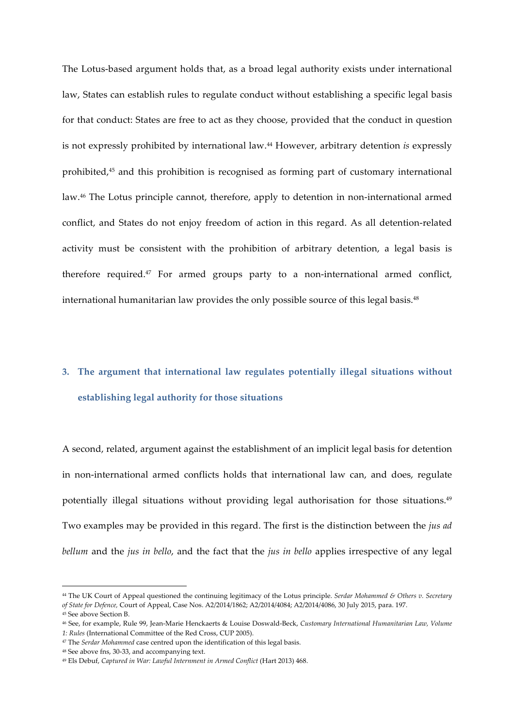The Lotus-based argument holds that, as a broad legal authority exists under international law, States can establish rules to regulate conduct without establishing a specific legal basis for that conduct: States are free to act as they choose, provided that the conduct in question is not expressly prohibited by international law.[44] However, arbitrary detention *is* expressly prohibited,[45] and this prohibition is recognised as forming part of customary international law.[46] The Lotus principle cannot, therefore, apply to detention in non-international armed conflict, and States do not enjoy freedom of action in this regard. As all detention-related activity must be consistent with the prohibition of arbitrary detention, a legal basis is therefore required.[47] For armed groups party to a non-international armed conflict, international humanitarian law provides the only possible source of this legal basis.[48]

### 3. The argument that international law regulates potentially illegal situations without establishing legal authority for those situations

A second, related, argument against the establishment of an implicit legal basis for detention in non-international armed conflicts holds that international law can, and does, regulate potentially illegal situations without providing legal authorisation for those situations.[49] Two examples may be provided in this regard. The first is the distinction between the *jus ad bellum* and the *jus in bello*, and the fact that the *jus in bello* applies irrespective of any legal

---

[44] The UK Court of Appeal questioned the continuing legitimacy of the Lotus principle. *Serdar Mohammed & Others v. Secretary of State for Defence,* Court of Appeal, Case Nos. A2/2014/1862; A2/2014/4084; A2/2014/4086, 30 July 2015, para. 197.

[45] See above Section B.

[46] See, for example, Rule 99, Jean-Marie Henckaerts & Louise Doswald-Beck, *Customary International Humanitarian Law, Volume 1: Rules* (International Committee of the Red Cross, CUP 2005).

[47] The *Serdar Mohammed* case centred upon the identification of this legal basis.

[48] See above fns, 30-33, and accompanying text.

[49] Els Debuf, *Captured in War: Lawful Internment in Armed Conflict* (Hart 2013) 468.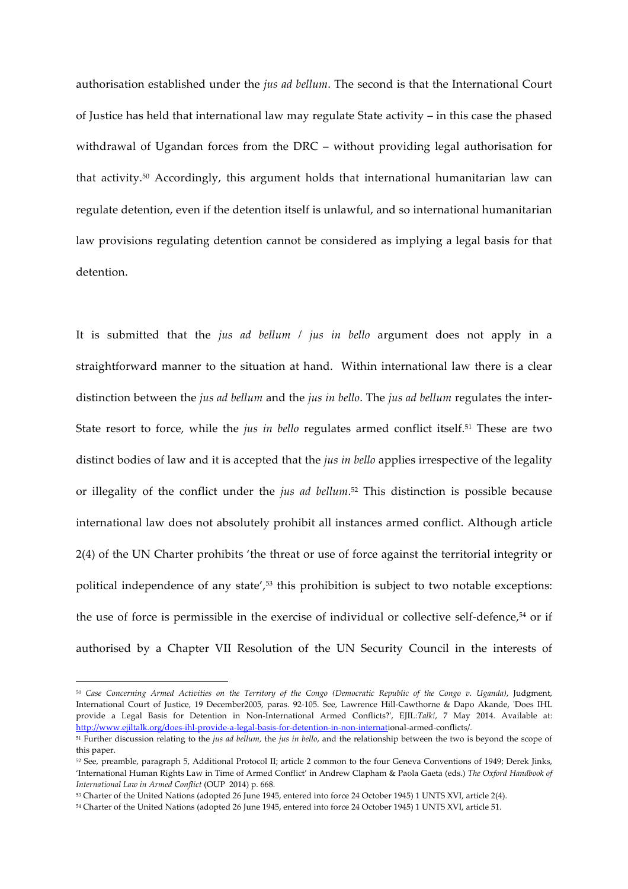authorisation established under the *jus ad bellum*. The second is that the International Court of Justice has held that international law may regulate State activity – in this case the phased withdrawal of Ugandan forces from the DRC – without providing legal authorisation for that activity.[50] Accordingly, this argument holds that international humanitarian law can regulate detention, even if the detention itself is unlawful, and so international humanitarian law provisions regulating detention cannot be considered as implying a legal basis for that detention.

It is submitted that the *jus ad bellum* / *jus in bello* argument does not apply in a straightforward manner to the situation at hand. Within international law there is a clear distinction between the *jus ad bellum* and the *jus in bello*. The *jus ad bellum* regulates the inter-State resort to force, while the *jus in bello* regulates armed conflict itself.[51] These are two distinct bodies of law and it is accepted that the *jus in bello* applies irrespective of the legality or illegality of the conflict under the *jus ad bellum*.[52] This distinction is possible because international law does not absolutely prohibit all instances armed conflict. Although article 2(4) of the UN Charter prohibits 'the threat or use of force against the territorial integrity or political independence of any state',[53] this prohibition is subject to two notable exceptions: the use of force is permissible in the exercise of individual or collective self-defence,[54] or if authorised by a Chapter VII Resolution of the UN Security Council in the interests of

---

[50] *Case Concerning Armed Activities on the Territory of the Congo (Democratic Republic of the Congo v. Uganda)*, Judgment, International Court of Justice, 19 December2005, paras. 92-105. See, Lawrence Hill-Cawthorne & Dapo Akande, 'Does IHL provide a Legal Basis for Detention in Non-International Armed Conflicts?', EJIL:*Talk!*, 7 May 2014. Available at: http://www.ejiltalk.org/does-ihl-provide-a-legal-basis-for-detention-in-non-international-armed-conflicts/.

[51] Further discussion relating to the *jus ad bellum*, the *jus in bello*, and the relationship between the two is beyond the scope of this paper.

[52] See, preamble, paragraph 5, Additional Protocol II; article 2 common to the four Geneva Conventions of 1949; Derek Jinks, 'International Human Rights Law in Time of Armed Conflict' in Andrew Clapham & Paola Gaeta (eds.) *The Oxford Handbook of International Law in Armed Conflict* (OUP 2014) p. 668.

[53] Charter of the United Nations (adopted 26 June 1945, entered into force 24 October 1945) 1 UNTS XVI, article 2(4).

[54] Charter of the United Nations (adopted 26 June 1945, entered into force 24 October 1945) 1 UNTS XVI, article 51.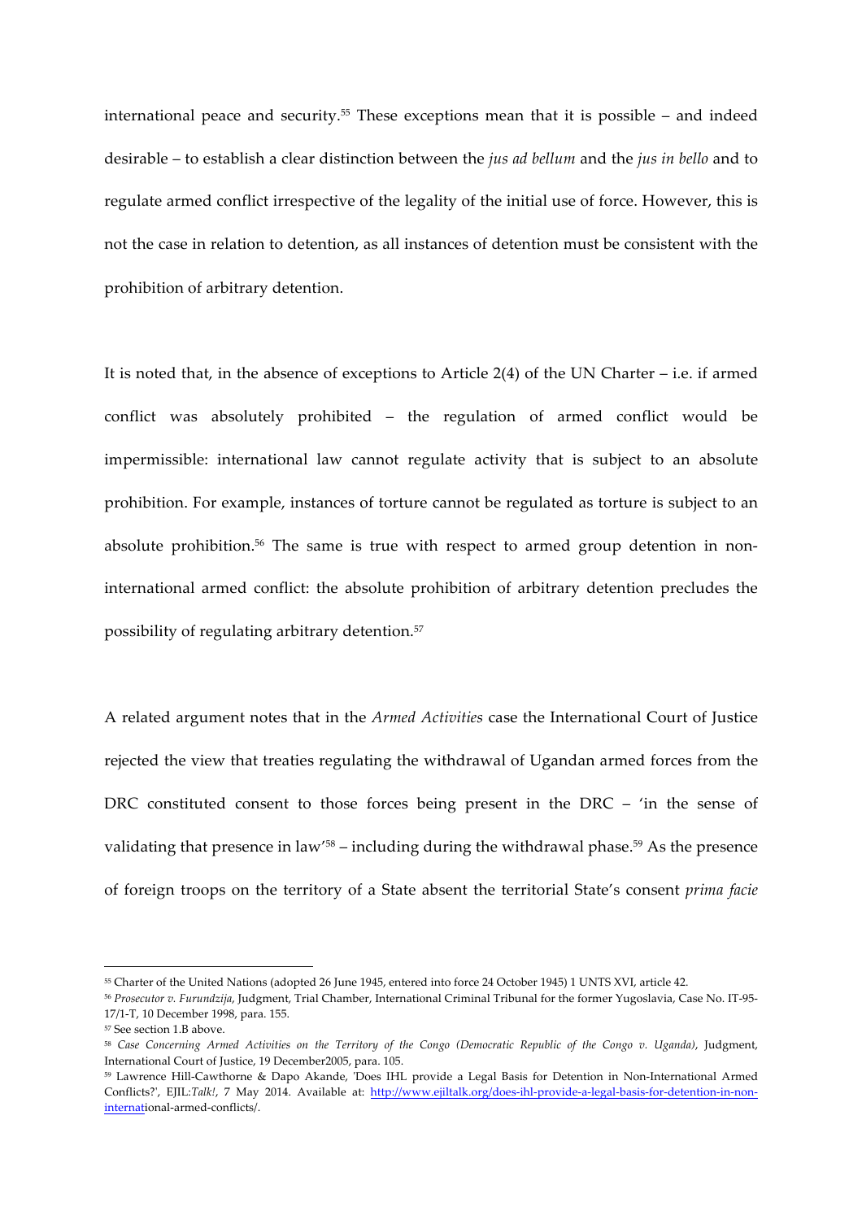international peace and security.[55] These exceptions mean that it is possible – and indeed desirable – to establish a clear distinction between the *jus ad bellum* and the *jus in bello* and to regulate armed conflict irrespective of the legality of the initial use of force. However, this is not the case in relation to detention, as all instances of detention must be consistent with the prohibition of arbitrary detention.

It is noted that, in the absence of exceptions to Article 2(4) of the UN Charter – i.e. if armed conflict was absolutely prohibited – the regulation of armed conflict would be impermissible: international law cannot regulate activity that is subject to an absolute prohibition. For example, instances of torture cannot be regulated as torture is subject to an absolute prohibition.[56] The same is true with respect to armed group detention in non-international armed conflict: the absolute prohibition of arbitrary detention precludes the possibility of regulating arbitrary detention.[57]

A related argument notes that in the *Armed Activities* case the International Court of Justice rejected the view that treaties regulating the withdrawal of Ugandan armed forces from the DRC constituted consent to those forces being present in the DRC – 'in the sense of validating that presence in law'[58] – including during the withdrawal phase.[59] As the presence of foreign troops on the territory of a State absent the territorial State's consent *prima facie*

---

[55] Charter of the United Nations (adopted 26 June 1945, entered into force 24 October 1945) 1 UNTS XVI, article 42.

[56] *Prosecutor v. Furundzija*, Judgment, Trial Chamber, International Criminal Tribunal for the former Yugoslavia, Case No. IT-95-17/1-T, 10 December 1998, para. 155.

[57] See section 1.B above.

[58] *Case Concerning Armed Activities on the Territory of the Congo (Democratic Republic of the Congo v. Uganda)*, Judgment, International Court of Justice, 19 December2005, para. 105.

[59] Lawrence Hill-Cawthorne & Dapo Akande, 'Does IHL provide a Legal Basis for Detention in Non-International Armed Conflicts?', EJIL:*Talk!*, 7 May 2014. Available at: http://www.ejiltalk.org/does-ihl-provide-a-legal-basis-for-detention-in-non-international-armed-conflicts/.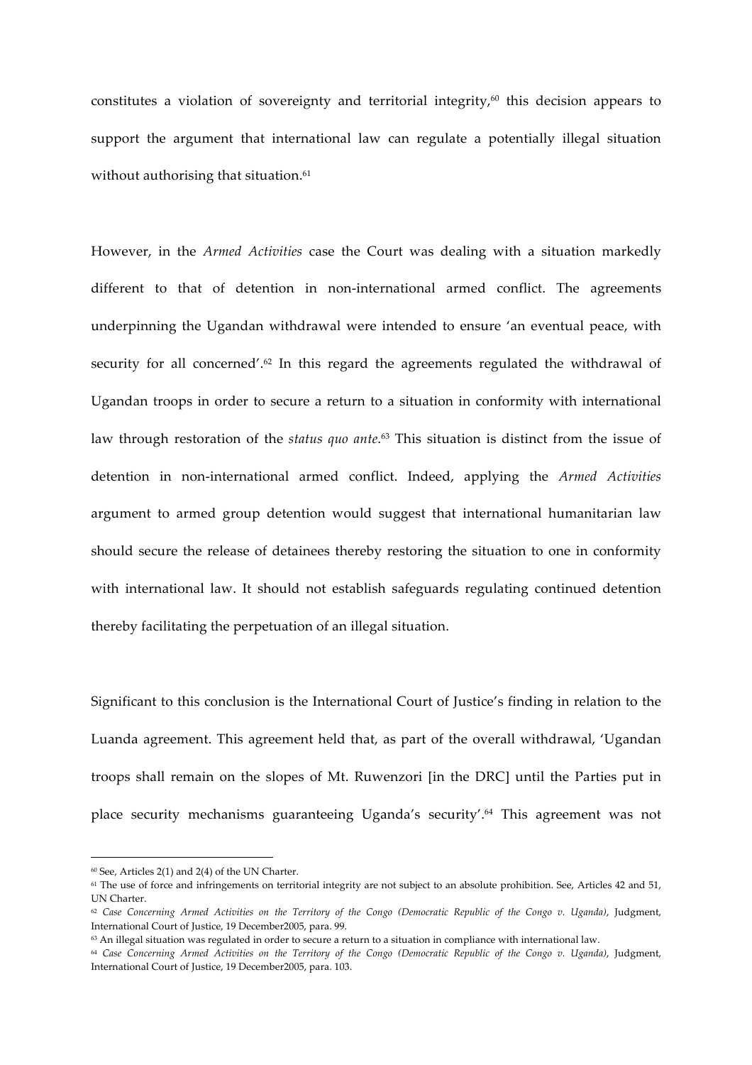constitutes a violation of sovereignty and territorial integrity,[60] this decision appears to support the argument that international law can regulate a potentially illegal situation without authorising that situation.[61]

However, in the *Armed Activities* case the Court was dealing with a situation markedly different to that of detention in non-international armed conflict. The agreements underpinning the Ugandan withdrawal were intended to ensure 'an eventual peace, with security for all concerned'.[62] In this regard the agreements regulated the withdrawal of Ugandan troops in order to secure a return to a situation in conformity with international law through restoration of the *status quo ante*.[63] This situation is distinct from the issue of detention in non-international armed conflict. Indeed, applying the *Armed Activities* argument to armed group detention would suggest that international humanitarian law should secure the release of detainees thereby restoring the situation to one in conformity with international law. It should not establish safeguards regulating continued detention thereby facilitating the perpetuation of an illegal situation.

Significant to this conclusion is the International Court of Justice's finding in relation to the Luanda agreement. This agreement held that, as part of the overall withdrawal, 'Ugandan troops shall remain on the slopes of Mt. Ruwenzori [in the DRC] until the Parties put in place security mechanisms guaranteeing Uganda's security'.[64] This agreement was not

---

[60] See, Articles 2(1) and 2(4) of the UN Charter.

[61] The use of force and infringements on territorial integrity are not subject to an absolute prohibition. See, Articles 42 and 51, UN Charter.

[62] *Case Concerning Armed Activities on the Territory of the Congo (Democratic Republic of the Congo v. Uganda)*, Judgment, International Court of Justice, 19 December2005, para. 99.

[63] An illegal situation was regulated in order to secure a return to a situation in compliance with international law.

[64] *Case Concerning Armed Activities on the Territory of the Congo (Democratic Republic of the Congo v. Uganda)*, Judgment, International Court of Justice, 19 December2005, para. 103.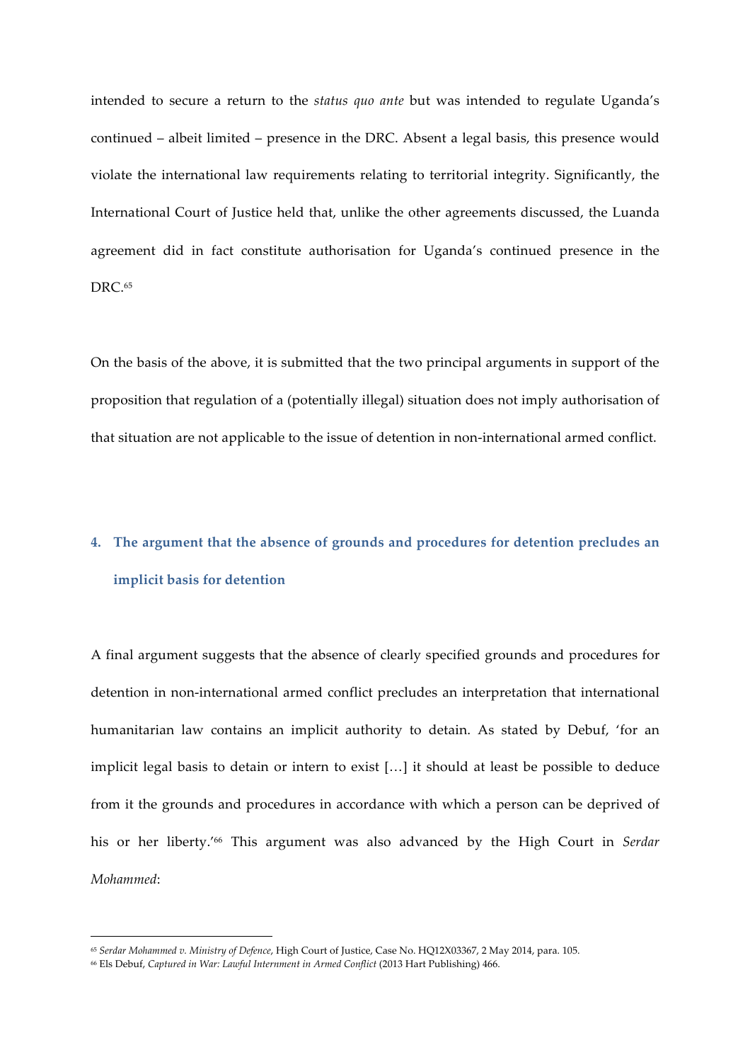intended to secure a return to the *status quo ante* but was intended to regulate Uganda's continued – albeit limited – presence in the DRC. Absent a legal basis, this presence would violate the international law requirements relating to territorial integrity. Significantly, the International Court of Justice held that, unlike the other agreements discussed, the Luanda agreement did in fact constitute authorisation for Uganda's continued presence in the DRC.[65]

On the basis of the above, it is submitted that the two principal arguments in support of the proposition that regulation of a (potentially illegal) situation does not imply authorisation of that situation are not applicable to the issue of detention in non-international armed conflict.

## 4. The argument that the absence of grounds and procedures for detention precludes an implicit basis for detention

A final argument suggests that the absence of clearly specified grounds and procedures for detention in non-international armed conflict precludes an interpretation that international humanitarian law contains an implicit authority to detain. As stated by Debuf, 'for an implicit legal basis to detain or intern to exist […] it should at least be possible to deduce from it the grounds and procedures in accordance with which a person can be deprived of his or her liberty.'[66] This argument was also advanced by the High Court in *Serdar Mohammed*:

---

[65] *Serdar Mohammed v. Ministry of Defence*, High Court of Justice, Case No. HQ12X03367, 2 May 2014, para. 105.

[66] Els Debuf, *Captured in War: Lawful Internment in Armed Conflict* (2013 Hart Publishing) 466.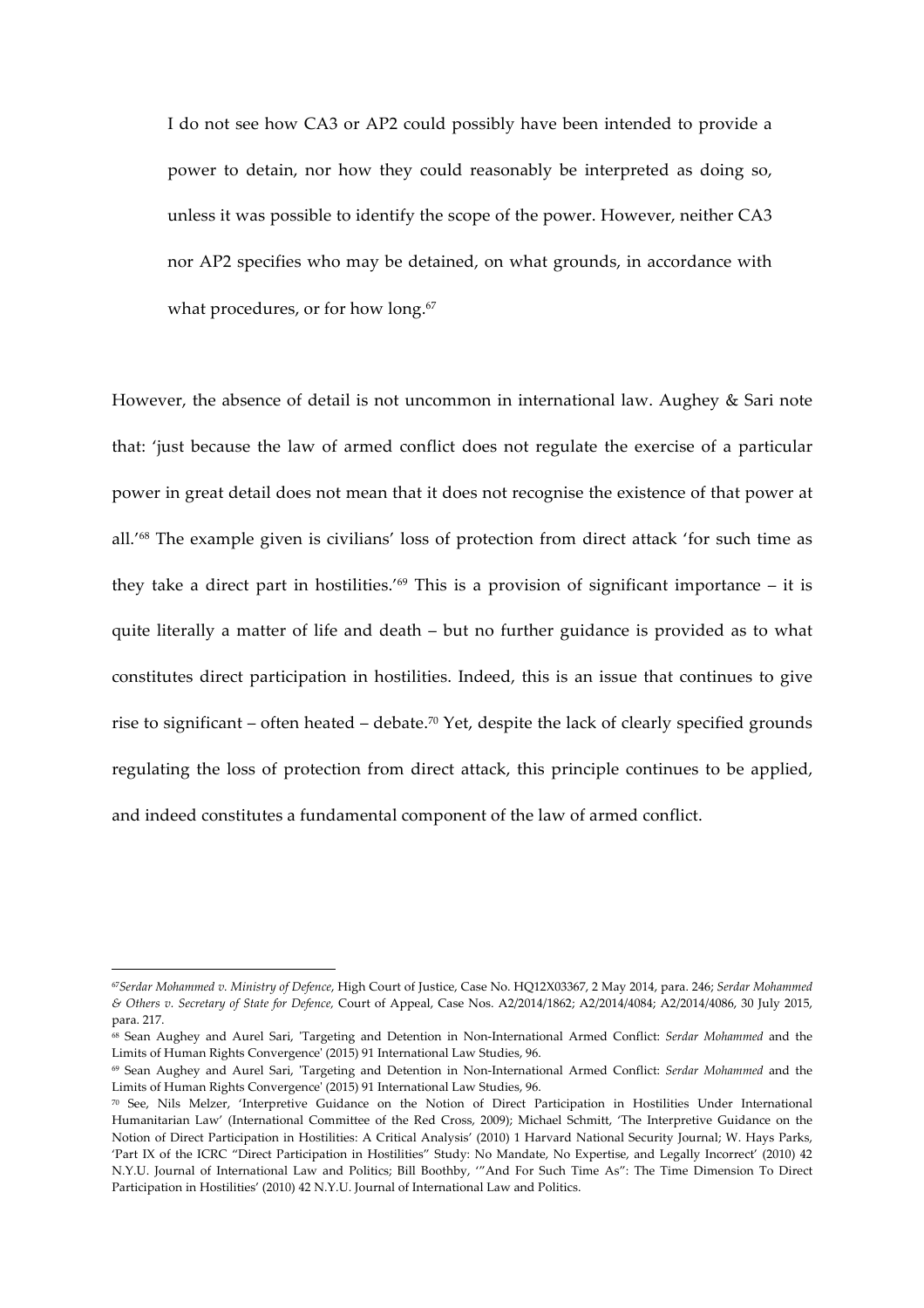> I do not see how CA3 or AP2 could possibly have been intended to provide a power to detain, nor how they could reasonably be interpreted as doing so, unless it was possible to identify the scope of the power. However, neither CA3 nor AP2 specifies who may be detained, on what grounds, in accordance with what procedures, or for how long.[67]

However, the absence of detail is not uncommon in international law. Aughey & Sari note that: 'just because the law of armed conflict does not regulate the exercise of a particular power in great detail does not mean that it does not recognise the existence of that power at all.'[68] The example given is civilians' loss of protection from direct attack 'for such time as they take a direct part in hostilities.'[69] This is a provision of significant importance – it is quite literally a matter of life and death – but no further guidance is provided as to what constitutes direct participation in hostilities. Indeed, this is an issue that continues to give rise to significant – often heated – debate.[70] Yet, despite the lack of clearly specified grounds regulating the loss of protection from direct attack, this principle continues to be applied, and indeed constitutes a fundamental component of the law of armed conflict.

---

[67] *Serdar Mohammed v. Ministry of Defence*, High Court of Justice, Case No. HQ12X03367, 2 May 2014, para. 246; *Serdar Mohammed & Others v. Secretary of State for Defence*, Court of Appeal, Case Nos. A2/2014/1862; A2/2014/4084; A2/2014/4086, 30 July 2015, para. 217.

[68] Sean Aughey and Aurel Sari, 'Targeting and Detention in Non-International Armed Conflict: *Serdar Mohammed* and the Limits of Human Rights Convergence' (2015) 91 International Law Studies, 96.

[69] Sean Aughey and Aurel Sari, 'Targeting and Detention in Non-International Armed Conflict: *Serdar Mohammed* and the Limits of Human Rights Convergence' (2015) 91 International Law Studies, 96.

[70] See, Nils Melzer, 'Interpretive Guidance on the Notion of Direct Participation in Hostilities Under International Humanitarian Law' (International Committee of the Red Cross, 2009); Michael Schmitt, 'The Interpretive Guidance on the Notion of Direct Participation in Hostilities: A Critical Analysis' (2010) 1 Harvard National Security Journal; W. Hays Parks, 'Part IX of the ICRC "Direct Participation in Hostilities" Study: No Mandate, No Expertise, and Legally Incorrect' (2010) 42 N.Y.U. Journal of International Law and Politics; Bill Boothby, '"And For Such Time As": The Time Dimension To Direct Participation in Hostilities' (2010) 42 N.Y.U. Journal of International Law and Politics.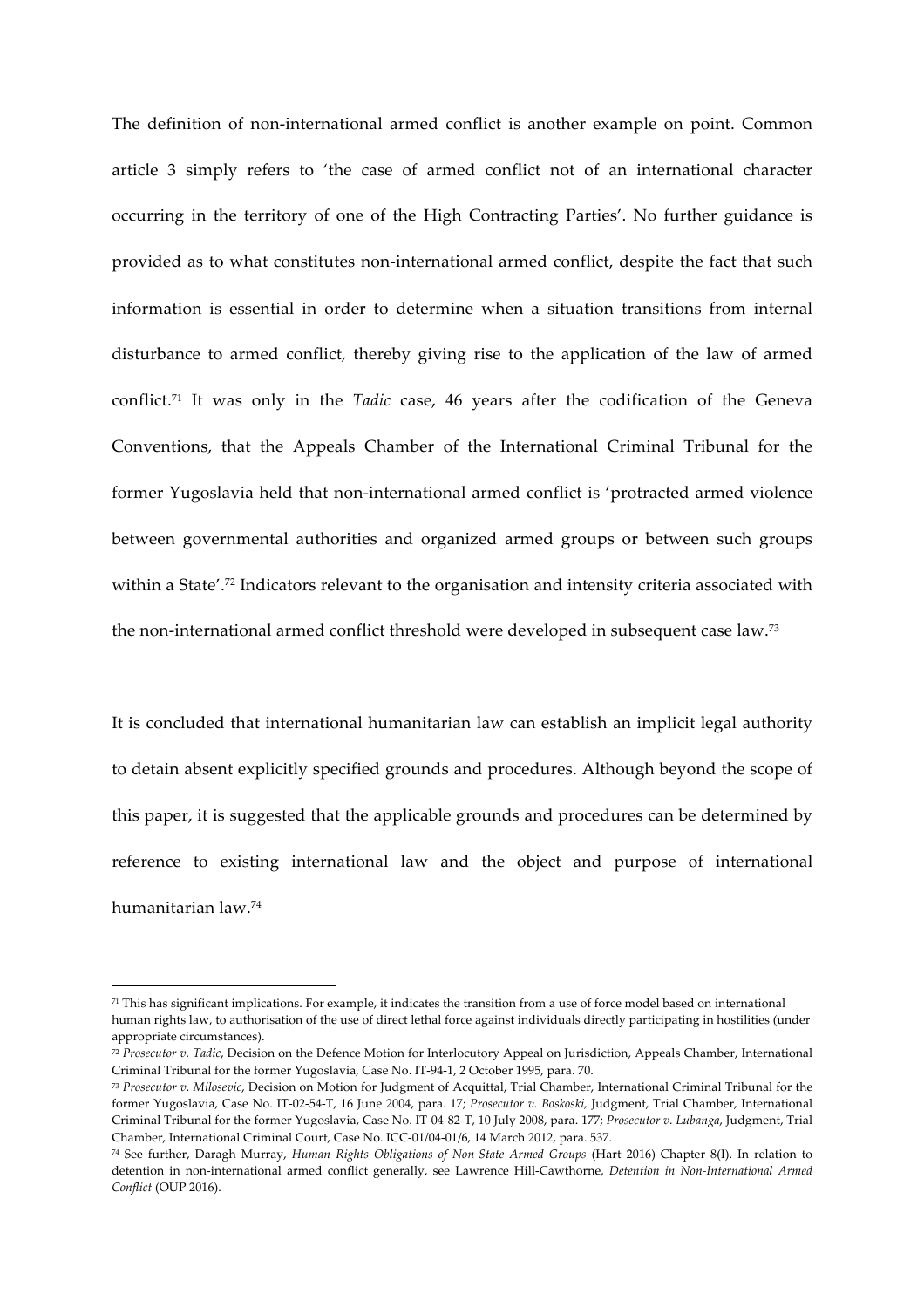The definition of non-international armed conflict is another example on point. Common article 3 simply refers to 'the case of armed conflict not of an international character occurring in the territory of one of the High Contracting Parties'. No further guidance is provided as to what constitutes non-international armed conflict, despite the fact that such information is essential in order to determine when a situation transitions from internal disturbance to armed conflict, thereby giving rise to the application of the law of armed conflict.[71] It was only in the *Tadic* case, 46 years after the codification of the Geneva Conventions, that the Appeals Chamber of the International Criminal Tribunal for the former Yugoslavia held that non-international armed conflict is 'protracted armed violence between governmental authorities and organized armed groups or between such groups within a State'.[72] Indicators relevant to the organisation and intensity criteria associated with the non-international armed conflict threshold were developed in subsequent case law.[73]

It is concluded that international humanitarian law can establish an implicit legal authority to detain absent explicitly specified grounds and procedures. Although beyond the scope of this paper, it is suggested that the applicable grounds and procedures can be determined by reference to existing international law and the object and purpose of international humanitarian law.[74]

---

[71] This has significant implications. For example, it indicates the transition from a use of force model based on international human rights law, to authorisation of the use of direct lethal force against individuals directly participating in hostilities (under appropriate circumstances).

[72] *Prosecutor v. Tadic*, Decision on the Defence Motion for Interlocutory Appeal on Jurisdiction, Appeals Chamber, International Criminal Tribunal for the former Yugoslavia, Case No. IT-94-1, 2 October 1995, para. 70.

[73] *Prosecutor v. Milosevic*, Decision on Motion for Judgment of Acquittal, Trial Chamber, International Criminal Tribunal for the former Yugoslavia, Case No. IT-02-54-T, 16 June 2004, para. 17; *Prosecutor v. Boskoski*, Judgment, Trial Chamber, International Criminal Tribunal for the former Yugoslavia, Case No. IT-04-82-T, 10 July 2008, para. 177; *Prosecutor v. Lubanga*, Judgment, Trial Chamber, International Criminal Court, Case No. ICC-01/04-01/6, 14 March 2012, para. 537.

[74] See further, Daragh Murray, *Human Rights Obligations of Non-State Armed Groups* (Hart 2016) Chapter 8(I). In relation to detention in non-international armed conflict generally, see Lawrence Hill-Cawthorne, *Detention in Non-International Armed Conflict* (OUP 2016).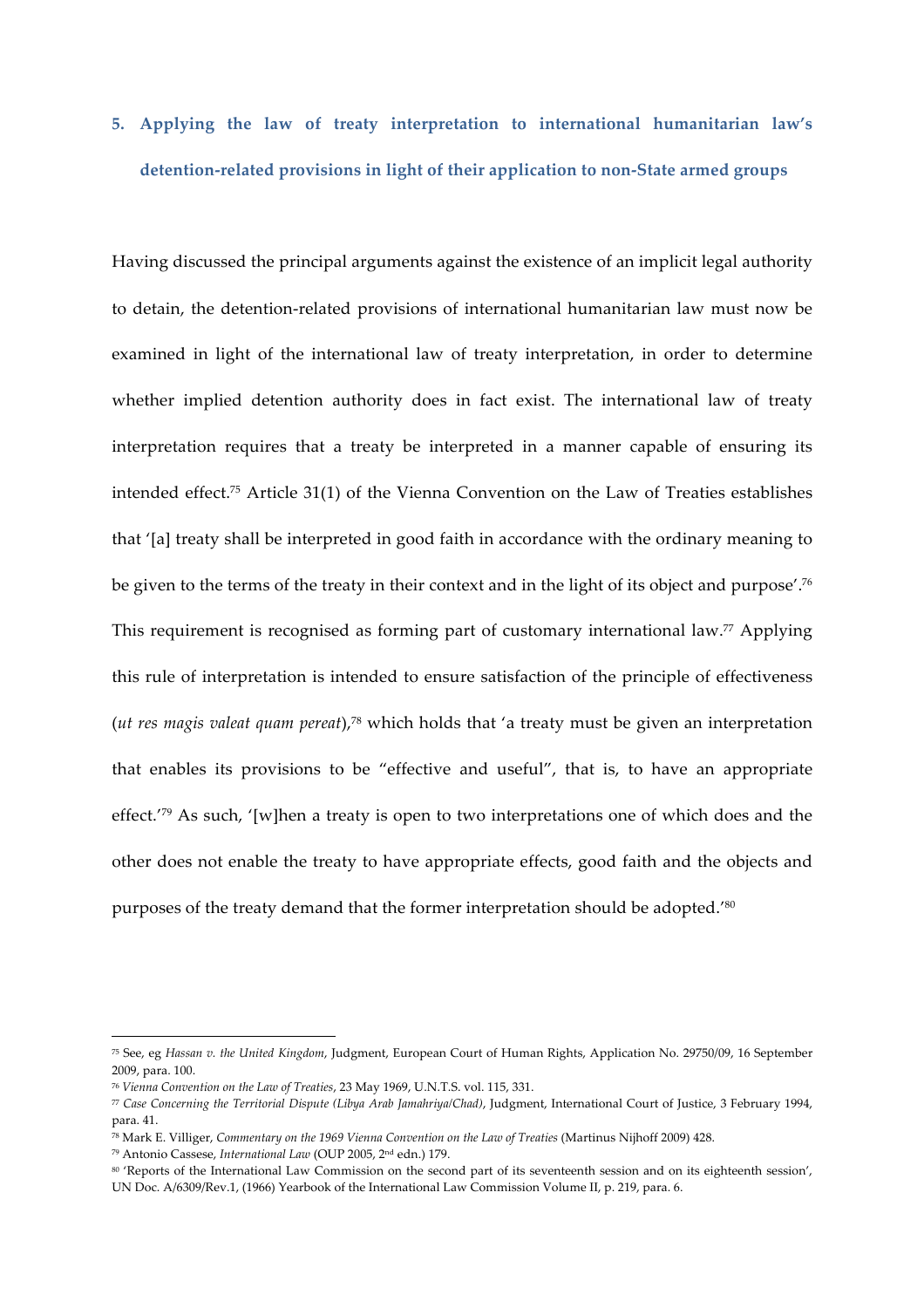## 5. Applying the law of treaty interpretation to international humanitarian law's detention-related provisions in light of their application to non-State armed groups

Having discussed the principal arguments against the existence of an implicit legal authority to detain, the detention-related provisions of international humanitarian law must now be examined in light of the international law of treaty interpretation, in order to determine whether implied detention authority does in fact exist. The international law of treaty interpretation requires that a treaty be interpreted in a manner capable of ensuring its intended effect.[75] Article 31(1) of the Vienna Convention on the Law of Treaties establishes that '[a] treaty shall be interpreted in good faith in accordance with the ordinary meaning to be given to the terms of the treaty in their context and in the light of its object and purpose'.[76] This requirement is recognised as forming part of customary international law.[77] Applying this rule of interpretation is intended to ensure satisfaction of the principle of effectiveness (*ut res magis valeat quam pereat*),[78] which holds that 'a treaty must be given an interpretation that enables its provisions to be "effective and useful", that is, to have an appropriate effect.'[79] As such, '[w]hen a treaty is open to two interpretations one of which does and the other does not enable the treaty to have appropriate effects, good faith and the objects and purposes of the treaty demand that the former interpretation should be adopted.'[80]

---

[75] See, eg *Hassan v. the United Kingdom*, Judgment, European Court of Human Rights, Application No. 29750/09, 16 September 2009, para. 100.

[76] *Vienna Convention on the Law of Treaties*, 23 May 1969, U.N.T.S. vol. 115, 331.

[77] *Case Concerning the Territorial Dispute (Libya Arab Jamahriya/Chad)*, Judgment, International Court of Justice, 3 February 1994, para. 41.

[78] Mark E. Villiger, *Commentary on the 1969 Vienna Convention on the Law of Treaties* (Martinus Nijhoff 2009) 428.

[79] Antonio Cassese, *International Law* (OUP 2005, 2nd edn.) 179.

[80] 'Reports of the International Law Commission on the second part of its seventeenth session and on its eighteenth session', UN Doc. A/6309/Rev.1, (1966) Yearbook of the International Law Commission Volume II, p. 219, para. 6.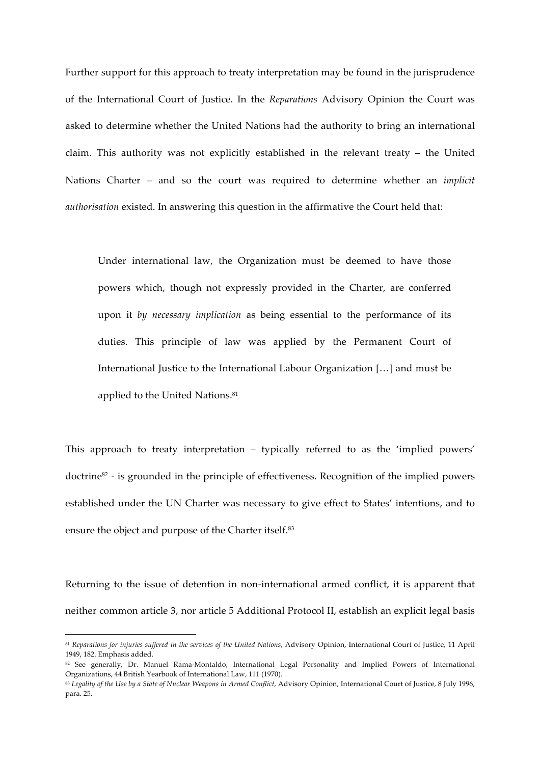Further support for this approach to treaty interpretation may be found in the jurisprudence of the International Court of Justice. In the *Reparations* Advisory Opinion the Court was asked to determine whether the United Nations had the authority to bring an international claim. This authority was not explicitly established in the relevant treaty – the United Nations Charter – and so the court was required to determine whether an *implicit authorisation* existed. In answering this question in the affirmative the Court held that:

> Under international law, the Organization must be deemed to have those powers which, though not expressly provided in the Charter, are conferred upon it *by necessary implication* as being essential to the performance of its duties. This principle of law was applied by the Permanent Court of International Justice to the International Labour Organization […] and must be applied to the United Nations.[81]

This approach to treaty interpretation – typically referred to as the 'implied powers' doctrine[82] - is grounded in the principle of effectiveness. Recognition of the implied powers established under the UN Charter was necessary to give effect to States' intentions, and to ensure the object and purpose of the Charter itself.[83]

Returning to the issue of detention in non-international armed conflict, it is apparent that neither common article 3, nor article 5 Additional Protocol II, establish an explicit legal basis

---

[81] *Reparations for injuries suffered in the services of the United Nations*, Advisory Opinion, International Court of Justice, 11 April 1949, 182. Emphasis added.

[82] See generally, Dr. Manuel Rama-Montaldo, International Legal Personality and Implied Powers of International Organizations, 44 British Yearbook of International Law, 111 (1970).

[83] *Legality of the Use by a State of Nuclear Weapons in Armed Conflict*, Advisory Opinion, International Court of Justice, 8 July 1996, para. 25.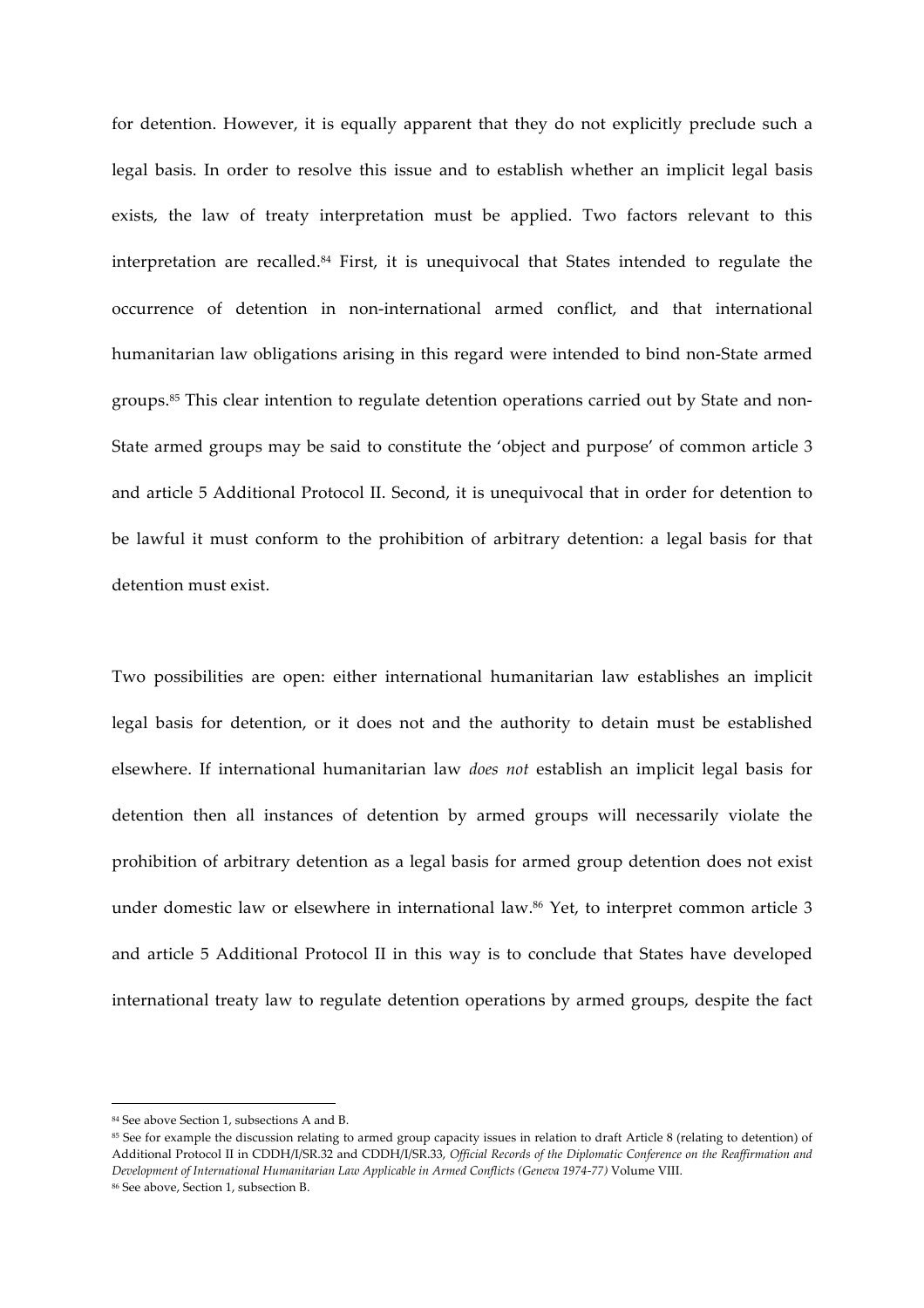for detention. However, it is equally apparent that they do not explicitly preclude such a legal basis. In order to resolve this issue and to establish whether an implicit legal basis exists, the law of treaty interpretation must be applied. Two factors relevant to this interpretation are recalled.[84] First, it is unequivocal that States intended to regulate the occurrence of detention in non-international armed conflict, and that international humanitarian law obligations arising in this regard were intended to bind non-State armed groups.[85] This clear intention to regulate detention operations carried out by State and non-State armed groups may be said to constitute the 'object and purpose' of common article 3 and article 5 Additional Protocol II. Second, it is unequivocal that in order for detention to be lawful it must conform to the prohibition of arbitrary detention: a legal basis for that detention must exist.

Two possibilities are open: either international humanitarian law establishes an implicit legal basis for detention, or it does not and the authority to detain must be established elsewhere. If international humanitarian law *does not* establish an implicit legal basis for detention then all instances of detention by armed groups will necessarily violate the prohibition of arbitrary detention as a legal basis for armed group detention does not exist under domestic law or elsewhere in international law.[86] Yet, to interpret common article 3 and article 5 Additional Protocol II in this way is to conclude that States have developed international treaty law to regulate detention operations by armed groups, despite the fact

---

[84] See above Section 1, subsections A and B.

[85] See for example the discussion relating to armed group capacity issues in relation to draft Article 8 (relating to detention) of Additional Protocol II in CDDH/I/SR.32 and CDDH/I/SR.33, *Official Records of the Diplomatic Conference on the Reaffirmation and Development of International Humanitarian Law Applicable in Armed Conflicts (Geneva 1974-77)* Volume VIII.

[86] See above, Section 1, subsection B.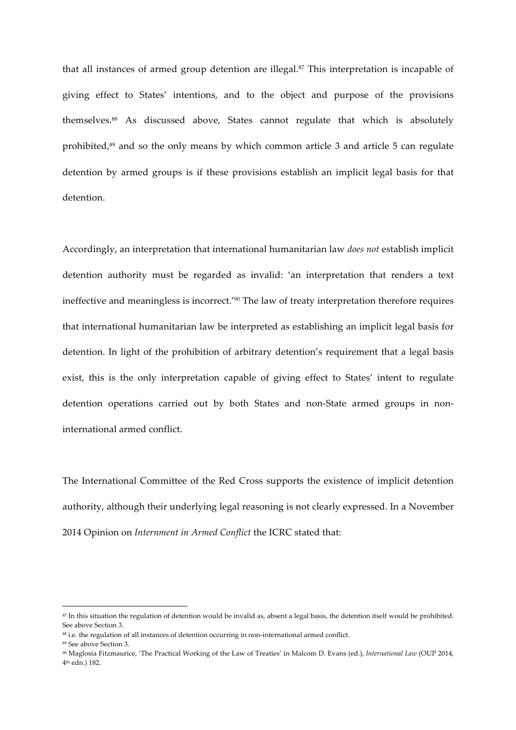that all instances of armed group detention are illegal.[87] This interpretation is incapable of giving effect to States' intentions, and to the object and purpose of the provisions themselves.[88] As discussed above, States cannot regulate that which is absolutely prohibited,[89] and so the only means by which common article 3 and article 5 can regulate detention by armed groups is if these provisions establish an implicit legal basis for that detention.

Accordingly, an interpretation that international humanitarian law *does not* establish implicit detention authority must be regarded as invalid: 'an interpretation that renders a text ineffective and meaningless is incorrect.'[90] The law of treaty interpretation therefore requires that international humanitarian law be interpreted as establishing an implicit legal basis for detention. In light of the prohibition of arbitrary detention's requirement that a legal basis exist, this is the only interpretation capable of giving effect to States' intent to regulate detention operations carried out by both States and non-State armed groups in non-international armed conflict.

The International Committee of the Red Cross supports the existence of implicit detention authority, although their underlying legal reasoning is not clearly expressed. In a November 2014 Opinion on *Internment in Armed Conflict* the ICRC stated that:

---

[87] In this situation the regulation of detention would be invalid as, absent a legal basis, the detention itself would be prohibited. See above Section 3.

[88] i.e. the regulation of all instances of detention occurring in non-international armed conflict.

[89] See above Section 3.

[90] Maglosia Fitzmaurice, 'The Practical Working of the Law of Treaties' in Malcom D. Evans (ed.), *International Law* (OUP 2014, 4th edn.) 182.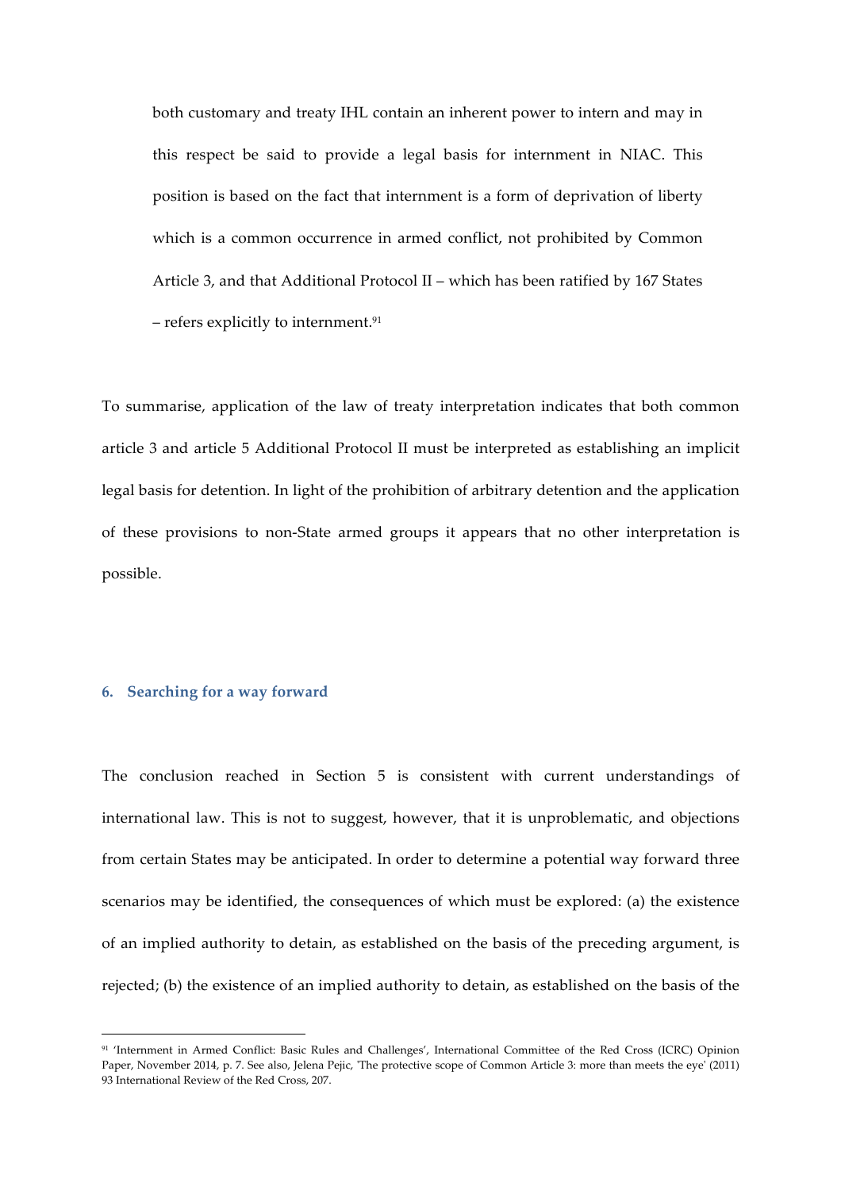> both customary and treaty IHL contain an inherent power to intern and may in this respect be said to provide a legal basis for internment in NIAC. This position is based on the fact that internment is a form of deprivation of liberty which is a common occurrence in armed conflict, not prohibited by Common Article 3, and that Additional Protocol II – which has been ratified by 167 States – refers explicitly to internment.[91]

To summarise, application of the law of treaty interpretation indicates that both common article 3 and article 5 Additional Protocol II must be interpreted as establishing an implicit legal basis for detention. In light of the prohibition of arbitrary detention and the application of these provisions to non-State armed groups it appears that no other interpretation is possible.

## 6. Searching for a way forward

The conclusion reached in Section 5 is consistent with current understandings of international law. This is not to suggest, however, that it is unproblematic, and objections from certain States may be anticipated. In order to determine a potential way forward three scenarios may be identified, the consequences of which must be explored: (a) the existence of an implied authority to detain, as established on the basis of the preceding argument, is rejected; (b) the existence of an implied authority to detain, as established on the basis of the

---

[91] 'Internment in Armed Conflict: Basic Rules and Challenges', International Committee of the Red Cross (ICRC) Opinion Paper, November 2014, p. 7. See also, Jelena Pejic, 'The protective scope of Common Article 3: more than meets the eye' (2011) 93 International Review of the Red Cross, 207.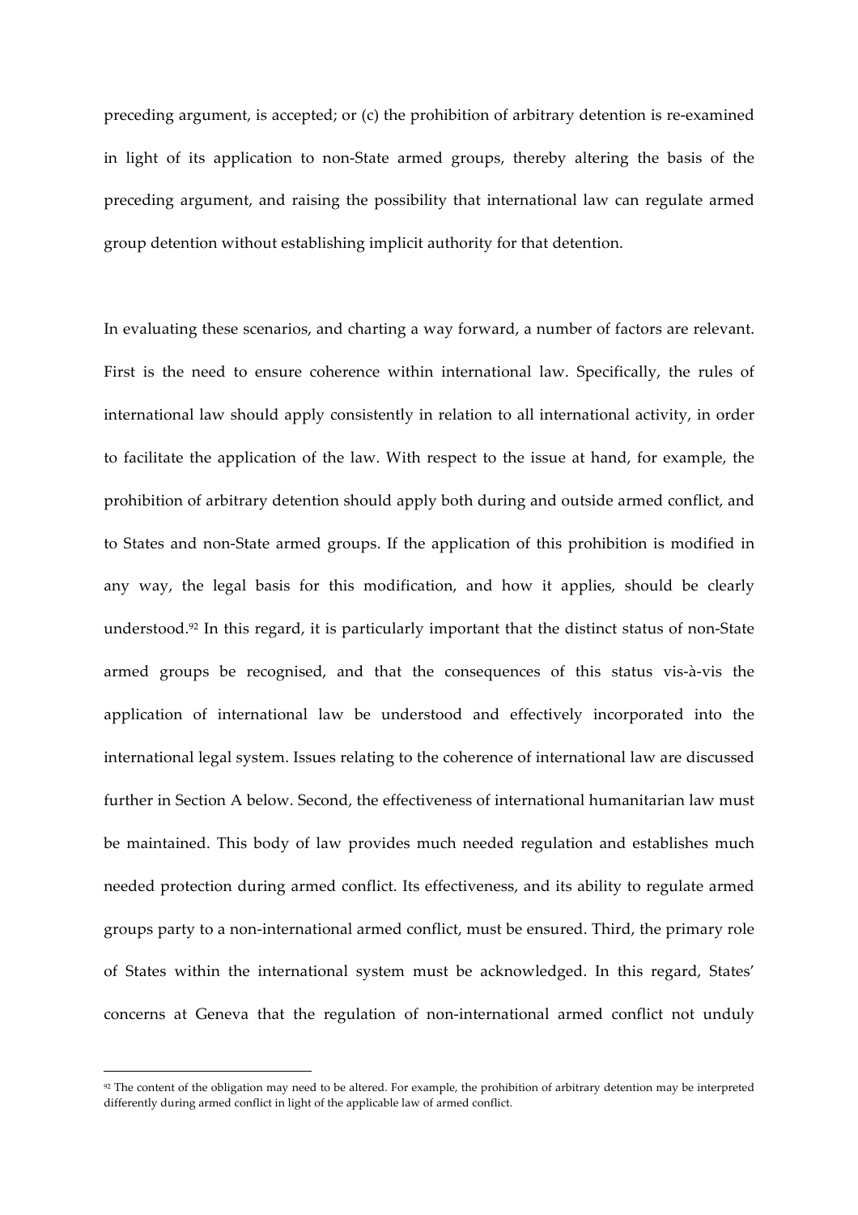preceding argument, is accepted; or (c) the prohibition of arbitrary detention is re-examined in light of its application to non-State armed groups, thereby altering the basis of the preceding argument, and raising the possibility that international law can regulate armed group detention without establishing implicit authority for that detention.

In evaluating these scenarios, and charting a way forward, a number of factors are relevant. First is the need to ensure coherence within international law. Specifically, the rules of international law should apply consistently in relation to all international activity, in order to facilitate the application of the law. With respect to the issue at hand, for example, the prohibition of arbitrary detention should apply both during and outside armed conflict, and to States and non-State armed groups. If the application of this prohibition is modified in any way, the legal basis for this modification, and how it applies, should be clearly understood.[92] In this regard, it is particularly important that the distinct status of non-State armed groups be recognised, and that the consequences of this status vis-à-vis the application of international law be understood and effectively incorporated into the international legal system. Issues relating to the coherence of international law are discussed further in Section A below. Second, the effectiveness of international humanitarian law must be maintained. This body of law provides much needed regulation and establishes much needed protection during armed conflict. Its effectiveness, and its ability to regulate armed groups party to a non-international armed conflict, must be ensured. Third, the primary role of States within the international system must be acknowledged. In this regard, States' concerns at Geneva that the regulation of non-international armed conflict not unduly

[92] The content of the obligation may need to be altered. For example, the prohibition of arbitrary detention may be interpreted differently during armed conflict in light of the applicable law of armed conflict.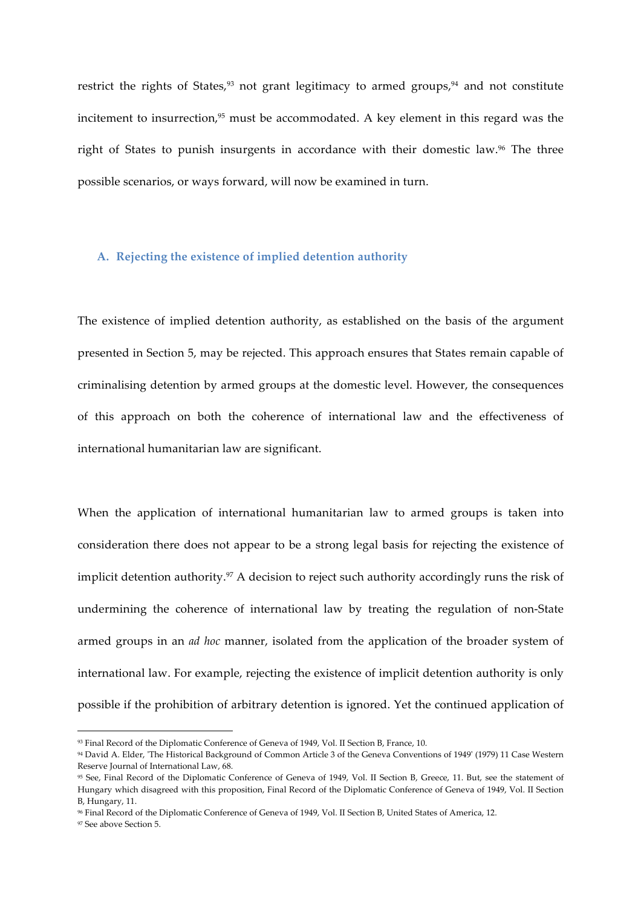restrict the rights of States,[93] not grant legitimacy to armed groups,[94] and not constitute incitement to insurrection,[95] must be accommodated. A key element in this regard was the right of States to punish insurgents in accordance with their domestic law.[96] The three possible scenarios, or ways forward, will now be examined in turn.

### A. Rejecting the existence of implied detention authority

The existence of implied detention authority, as established on the basis of the argument presented in Section 5, may be rejected. This approach ensures that States remain capable of criminalising detention by armed groups at the domestic level. However, the consequences of this approach on both the coherence of international law and the effectiveness of international humanitarian law are significant.

When the application of international humanitarian law to armed groups is taken into consideration there does not appear to be a strong legal basis for rejecting the existence of implicit detention authority.[97] A decision to reject such authority accordingly runs the risk of undermining the coherence of international law by treating the regulation of non-State armed groups in an *ad hoc* manner, isolated from the application of the broader system of international law. For example, rejecting the existence of implicit detention authority is only possible if the prohibition of arbitrary detention is ignored. Yet the continued application of

---

[93] Final Record of the Diplomatic Conference of Geneva of 1949, Vol. II Section B, France, 10.

[94] David A. Elder, 'The Historical Background of Common Article 3 of the Geneva Conventions of 1949' (1979) 11 Case Western Reserve Journal of International Law, 68.

[95] See, Final Record of the Diplomatic Conference of Geneva of 1949, Vol. II Section B, Greece, 11. But, see the statement of Hungary which disagreed with this proposition, Final Record of the Diplomatic Conference of Geneva of 1949, Vol. II Section B, Hungary, 11.

[96] Final Record of the Diplomatic Conference of Geneva of 1949, Vol. II Section B, United States of America, 12.

[97] See above Section 5.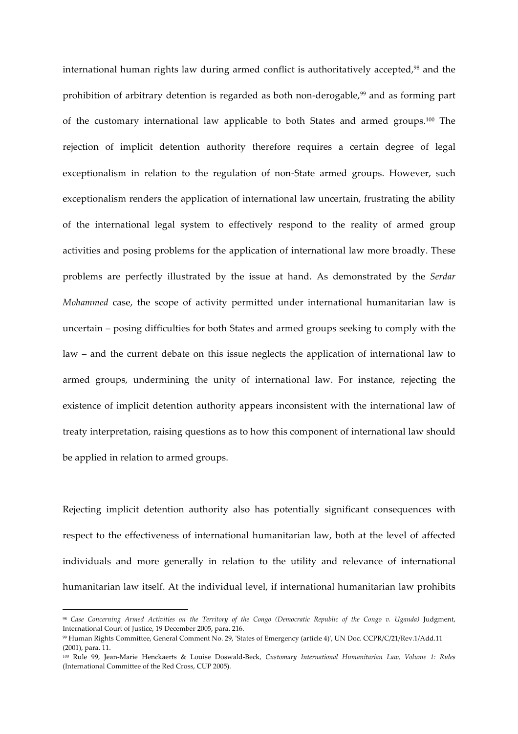international human rights law during armed conflict is authoritatively accepted,[98] and the prohibition of arbitrary detention is regarded as both non-derogable,[99] and as forming part of the customary international law applicable to both States and armed groups.[100] The rejection of implicit detention authority therefore requires a certain degree of legal exceptionalism in relation to the regulation of non-State armed groups. However, such exceptionalism renders the application of international law uncertain, frustrating the ability of the international legal system to effectively respond to the reality of armed group activities and posing problems for the application of international law more broadly. These problems are perfectly illustrated by the issue at hand. As demonstrated by the *Serdar Mohammed* case, the scope of activity permitted under international humanitarian law is uncertain – posing difficulties for both States and armed groups seeking to comply with the law – and the current debate on this issue neglects the application of international law to armed groups, undermining the unity of international law. For instance, rejecting the existence of implicit detention authority appears inconsistent with the international law of treaty interpretation, raising questions as to how this component of international law should be applied in relation to armed groups.

Rejecting implicit detention authority also has potentially significant consequences with respect to the effectiveness of international humanitarian law, both at the level of affected individuals and more generally in relation to the utility and relevance of international humanitarian law itself. At the individual level, if international humanitarian law prohibits

---

[98] *Case Concerning Armed Activities on the Territory of the Congo (Democratic Republic of the Congo v. Uganda)* Judgment, International Court of Justice, 19 December 2005, para. 216.

[99] Human Rights Committee, General Comment No. 29, 'States of Emergency (article 4)', UN Doc. CCPR/C/21/Rev.1/Add.11 (2001), para. 11.

[100] Rule 99, Jean-Marie Henckaerts & Louise Doswald-Beck, *Customary International Humanitarian Law, Volume 1: Rules* (International Committee of the Red Cross, CUP 2005).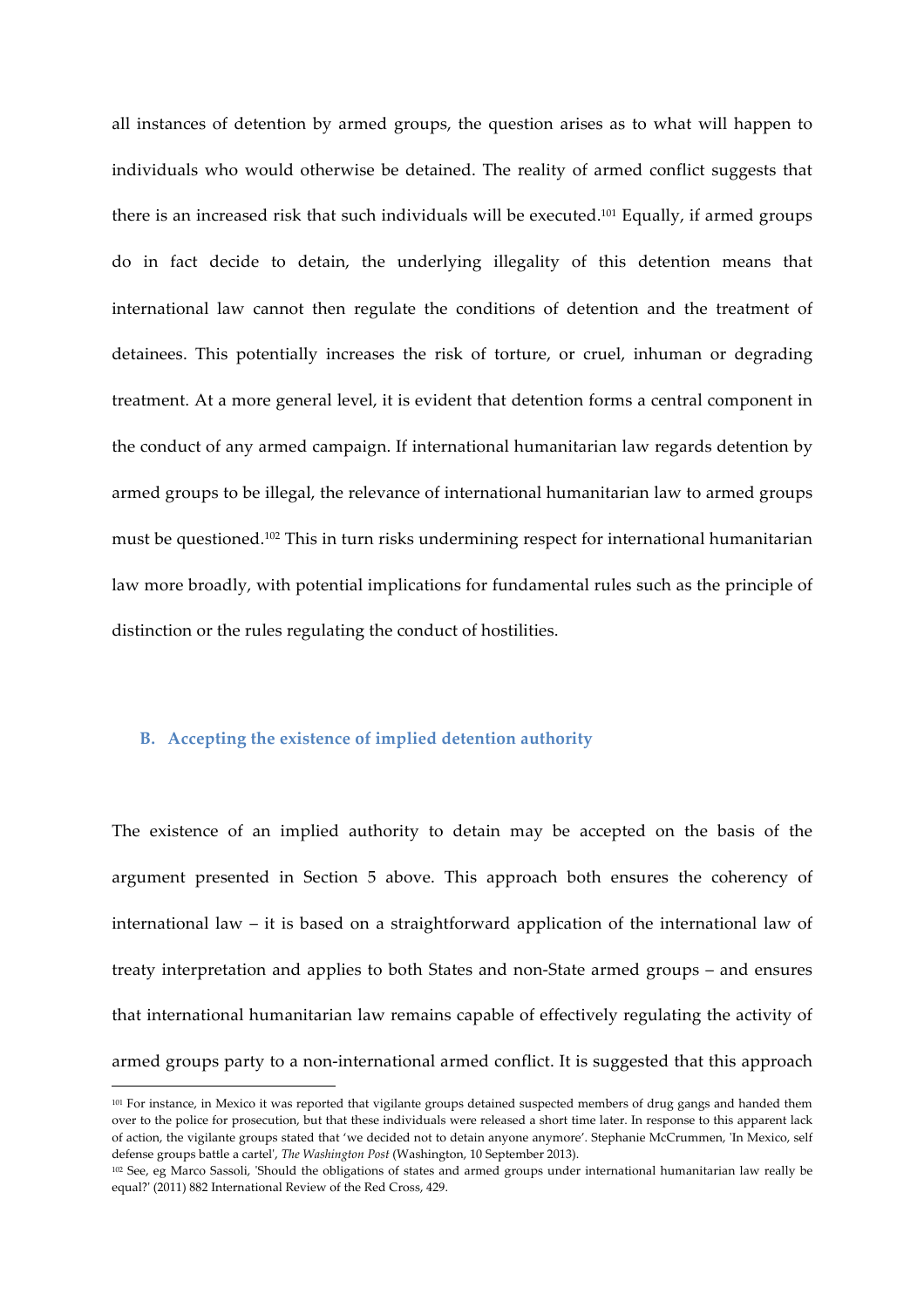all instances of detention by armed groups, the question arises as to what will happen to individuals who would otherwise be detained. The reality of armed conflict suggests that there is an increased risk that such individuals will be executed.[101] Equally, if armed groups do in fact decide to detain, the underlying illegality of this detention means that international law cannot then regulate the conditions of detention and the treatment of detainees. This potentially increases the risk of torture, or cruel, inhuman or degrading treatment. At a more general level, it is evident that detention forms a central component in the conduct of any armed campaign. If international humanitarian law regards detention by armed groups to be illegal, the relevance of international humanitarian law to armed groups must be questioned.[102] This in turn risks undermining respect for international humanitarian law more broadly, with potential implications for fundamental rules such as the principle of distinction or the rules regulating the conduct of hostilities.

### B. Accepting the existence of implied detention authority

The existence of an implied authority to detain may be accepted on the basis of the argument presented in Section 5 above. This approach both ensures the coherency of international law – it is based on a straightforward application of the international law of treaty interpretation and applies to both States and non-State armed groups – and ensures that international humanitarian law remains capable of effectively regulating the activity of armed groups party to a non-international armed conflict. It is suggested that this approach

---

[101] For instance, in Mexico it was reported that vigilante groups detained suspected members of drug gangs and handed them over to the police for prosecution, but that these individuals were released a short time later. In response to this apparent lack of action, the vigilante groups stated that 'we decided not to detain anyone anymore'. Stephanie McCrummen, 'In Mexico, self defense groups battle a cartel', *The Washington Post* (Washington, 10 September 2013).

[102] See, eg Marco Sassoli, 'Should the obligations of states and armed groups under international humanitarian law really be equal?' (2011) 882 International Review of the Red Cross, 429.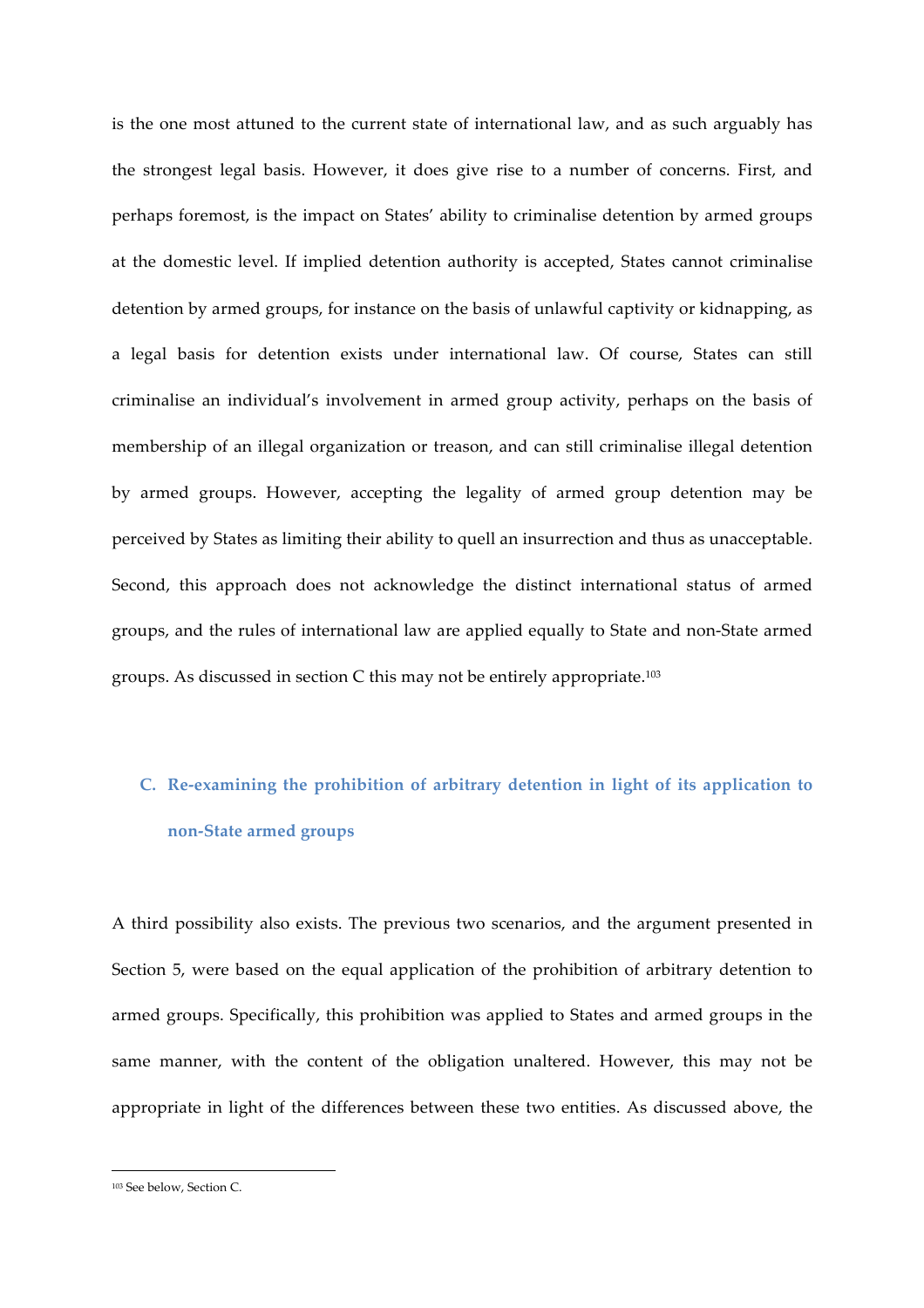is the one most attuned to the current state of international law, and as such arguably has the strongest legal basis. However, it does give rise to a number of concerns. First, and perhaps foremost, is the impact on States' ability to criminalise detention by armed groups at the domestic level. If implied detention authority is accepted, States cannot criminalise detention by armed groups, for instance on the basis of unlawful captivity or kidnapping, as a legal basis for detention exists under international law. Of course, States can still criminalise an individual's involvement in armed group activity, perhaps on the basis of membership of an illegal organization or treason, and can still criminalise illegal detention by armed groups. However, accepting the legality of armed group detention may be perceived by States as limiting their ability to quell an insurrection and thus as unacceptable. Second, this approach does not acknowledge the distinct international status of armed groups, and the rules of international law are applied equally to State and non-State armed groups. As discussed in section C this may not be entirely appropriate.[103]

## C. Re-examining the prohibition of arbitrary detention in light of its application to non-State armed groups

A third possibility also exists. The previous two scenarios, and the argument presented in Section 5, were based on the equal application of the prohibition of arbitrary detention to armed groups. Specifically, this prohibition was applied to States and armed groups in the same manner, with the content of the obligation unaltered. However, this may not be appropriate in light of the differences between these two entities. As discussed above, the

[103] See below, Section C.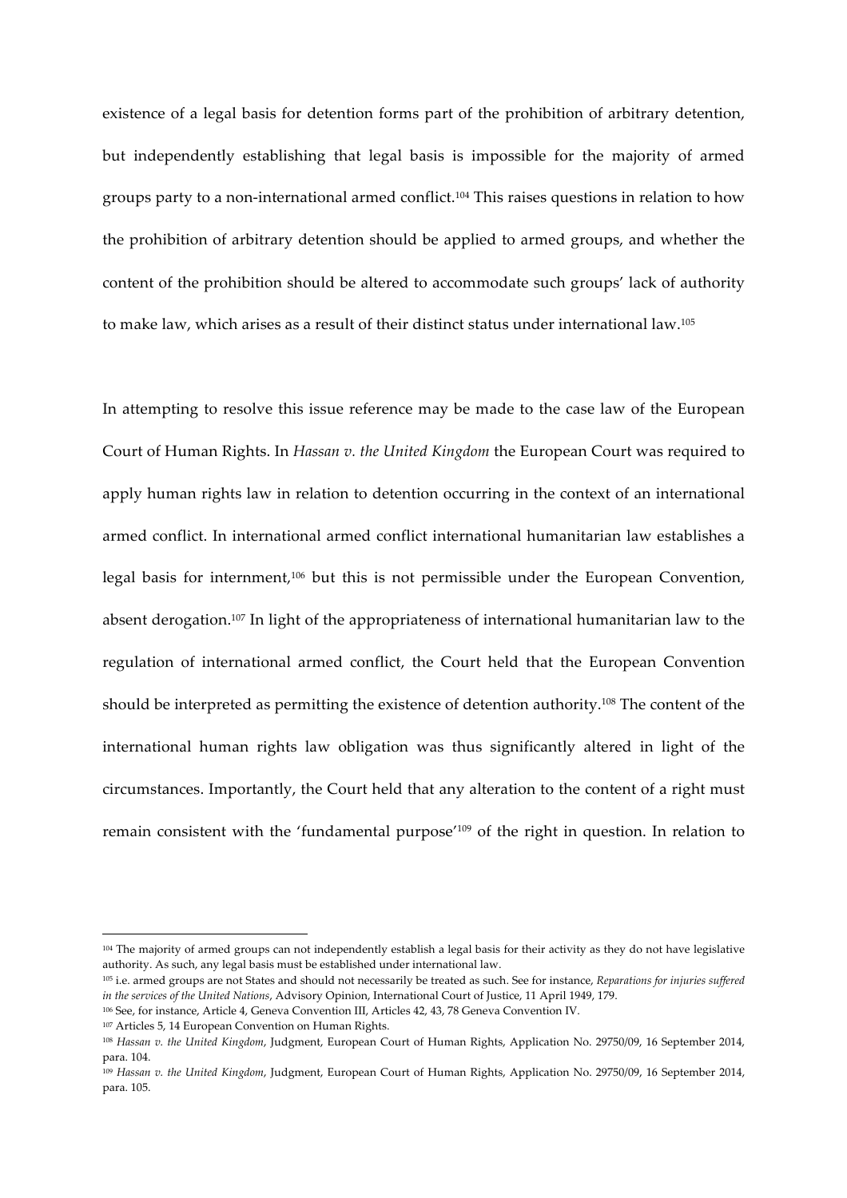existence of a legal basis for detention forms part of the prohibition of arbitrary detention, but independently establishing that legal basis is impossible for the majority of armed groups party to a non-international armed conflict.[104] This raises questions in relation to how the prohibition of arbitrary detention should be applied to armed groups, and whether the content of the prohibition should be altered to accommodate such groups' lack of authority to make law, which arises as a result of their distinct status under international law.[105]

In attempting to resolve this issue reference may be made to the case law of the European Court of Human Rights. In *Hassan v. the United Kingdom* the European Court was required to apply human rights law in relation to detention occurring in the context of an international armed conflict. In international armed conflict international humanitarian law establishes a legal basis for internment,[106] but this is not permissible under the European Convention, absent derogation.[107] In light of the appropriateness of international humanitarian law to the regulation of international armed conflict, the Court held that the European Convention should be interpreted as permitting the existence of detention authority.[108] The content of the international human rights law obligation was thus significantly altered in light of the circumstances. Importantly, the Court held that any alteration to the content of a right must remain consistent with the 'fundamental purpose'[109] of the right in question. In relation to

---

[104] The majority of armed groups can not independently establish a legal basis for their activity as they do not have legislative authority. As such, any legal basis must be established under international law.

[105] i.e. armed groups are not States and should not necessarily be treated as such. See for instance, *Reparations for injuries suffered in the services of the United Nations*, Advisory Opinion, International Court of Justice, 11 April 1949, 179.

[106] See, for instance, Article 4, Geneva Convention III, Articles 42, 43, 78 Geneva Convention IV.

[107] Articles 5, 14 European Convention on Human Rights.

[108] *Hassan v. the United Kingdom*, Judgment, European Court of Human Rights, Application No. 29750/09, 16 September 2014, para. 104.

[109] *Hassan v. the United Kingdom*, Judgment, European Court of Human Rights, Application No. 29750/09, 16 September 2014, para. 105.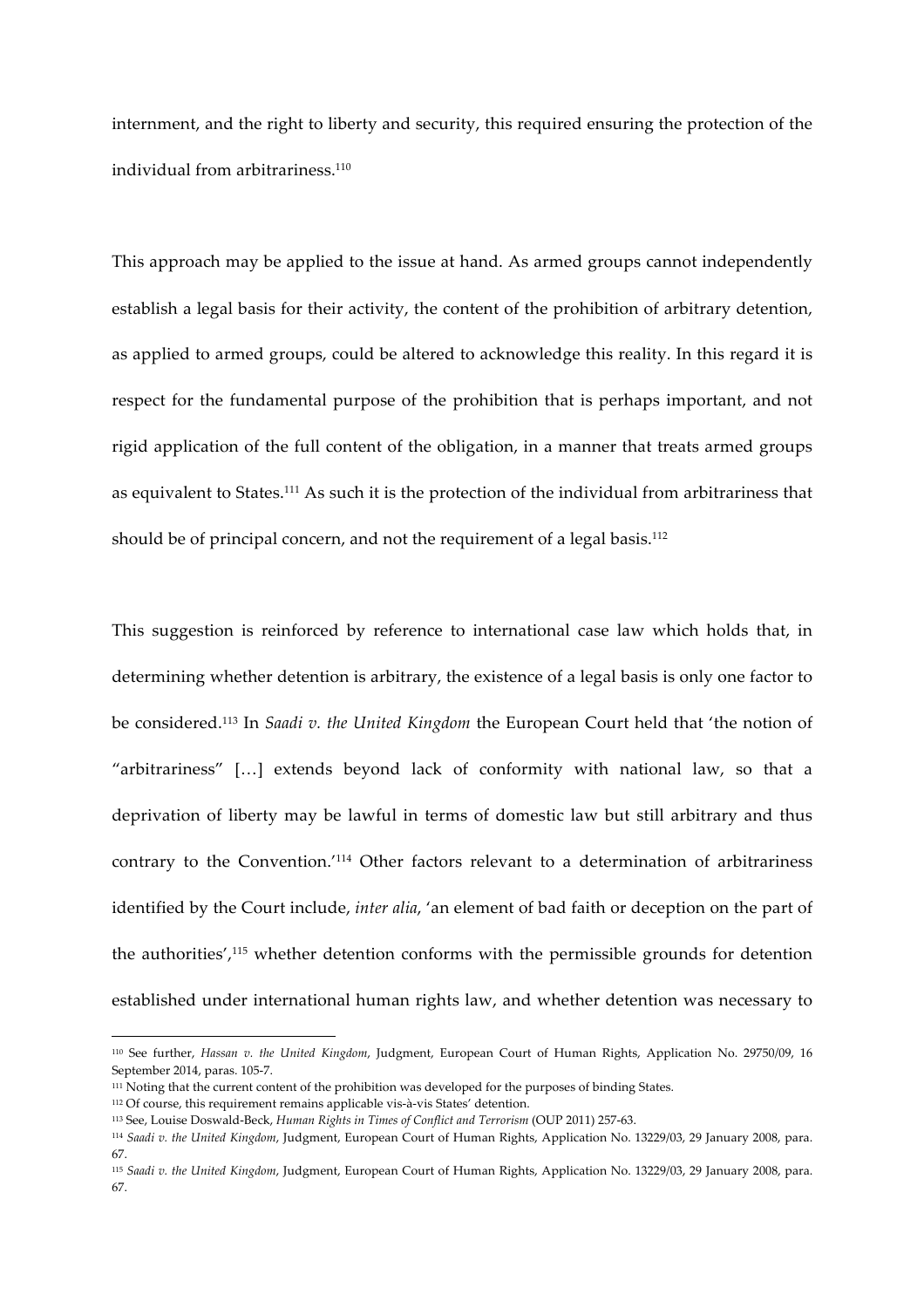internment, and the right to liberty and security, this required ensuring the protection of the individual from arbitrariness.[110]

This approach may be applied to the issue at hand. As armed groups cannot independently establish a legal basis for their activity, the content of the prohibition of arbitrary detention, as applied to armed groups, could be altered to acknowledge this reality. In this regard it is respect for the fundamental purpose of the prohibition that is perhaps important, and not rigid application of the full content of the obligation, in a manner that treats armed groups as equivalent to States.[111] As such it is the protection of the individual from arbitrariness that should be of principal concern, and not the requirement of a legal basis.[112]

This suggestion is reinforced by reference to international case law which holds that, in determining whether detention is arbitrary, the existence of a legal basis is only one factor to be considered.[113] In *Saadi v. the United Kingdom* the European Court held that 'the notion of "arbitrariness" […] extends beyond lack of conformity with national law, so that a deprivation of liberty may be lawful in terms of domestic law but still arbitrary and thus contrary to the Convention.'[114] Other factors relevant to a determination of arbitrariness identified by the Court include, *inter alia*, 'an element of bad faith or deception on the part of the authorities',[115] whether detention conforms with the permissible grounds for detention established under international human rights law, and whether detention was necessary to

---

[110] See further, *Hassan v. the United Kingdom*, Judgment, European Court of Human Rights, Application No. 29750/09, 16 September 2014, paras. 105-7.

[111] Noting that the current content of the prohibition was developed for the purposes of binding States.

[112] Of course, this requirement remains applicable vis-à-vis States' detention.

[113] See, Louise Doswald-Beck, *Human Rights in Times of Conflict and Terrorism* (OUP 2011) 257-63.

[114] *Saadi v. the United Kingdom*, Judgment, European Court of Human Rights, Application No. 13229/03, 29 January 2008, para. 67.

[115] *Saadi v. the United Kingdom*, Judgment, European Court of Human Rights, Application No. 13229/03, 29 January 2008, para. 67.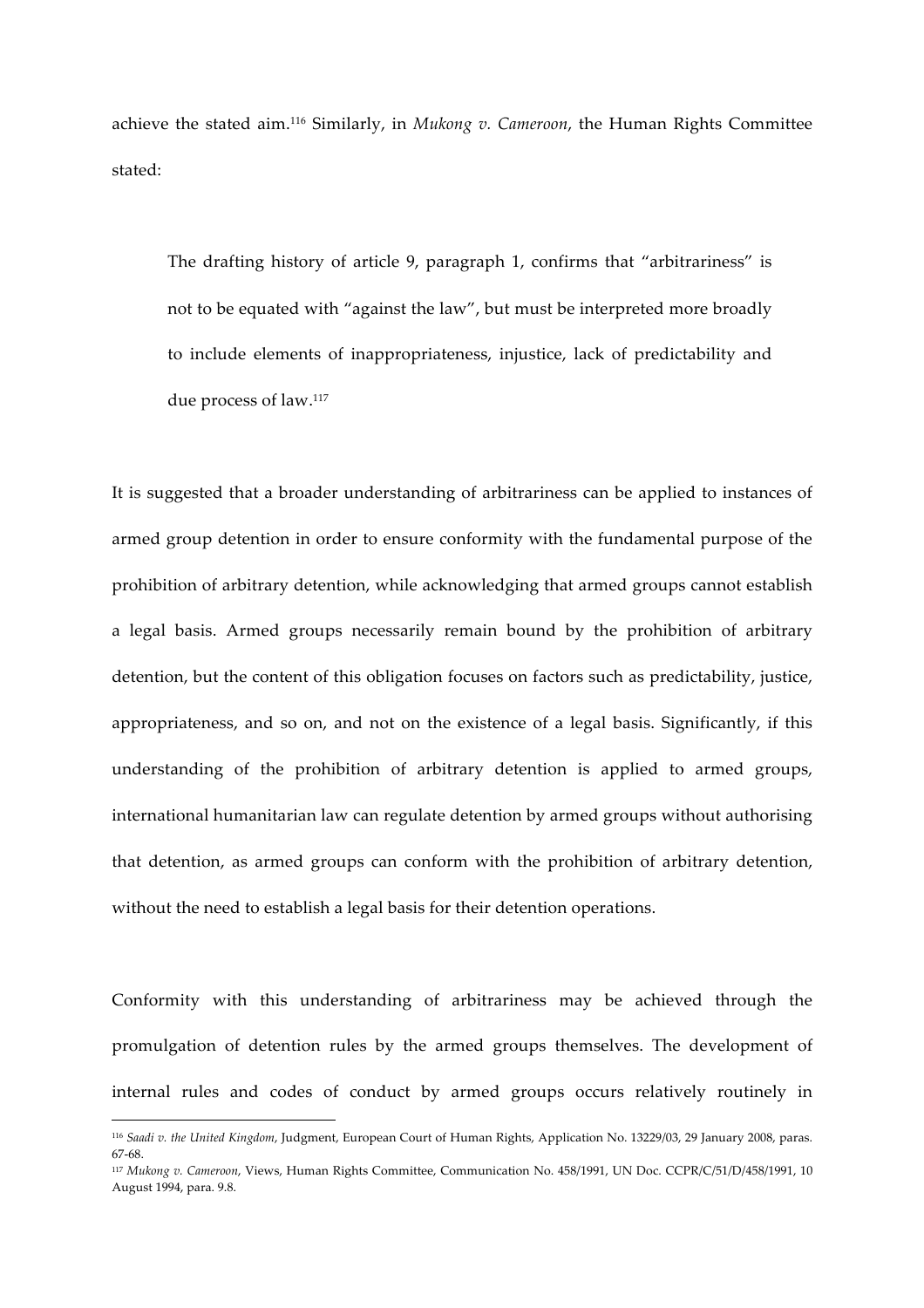achieve the stated aim.[116] Similarly, in *Mukong v. Cameroon*, the Human Rights Committee stated:

> The drafting history of article 9, paragraph 1, confirms that "arbitrariness" is not to be equated with "against the law", but must be interpreted more broadly to include elements of inappropriateness, injustice, lack of predictability and due process of law.[117]

It is suggested that a broader understanding of arbitrariness can be applied to instances of armed group detention in order to ensure conformity with the fundamental purpose of the prohibition of arbitrary detention, while acknowledging that armed groups cannot establish a legal basis. Armed groups necessarily remain bound by the prohibition of arbitrary detention, but the content of this obligation focuses on factors such as predictability, justice, appropriateness, and so on, and not on the existence of a legal basis. Significantly, if this understanding of the prohibition of arbitrary detention is applied to armed groups, international humanitarian law can regulate detention by armed groups without authorising that detention, as armed groups can conform with the prohibition of arbitrary detention, without the need to establish a legal basis for their detention operations.

Conformity with this understanding of arbitrariness may be achieved through the promulgation of detention rules by the armed groups themselves. The development of internal rules and codes of conduct by armed groups occurs relatively routinely in

---

[116] *Saadi v. the United Kingdom*, Judgment, European Court of Human Rights, Application No. 13229/03, 29 January 2008, paras. 67-68.

[117] *Mukong v. Cameroon*, Views, Human Rights Committee, Communication No. 458/1991, UN Doc. CCPR/C/51/D/458/1991, 10 August 1994, para. 9.8.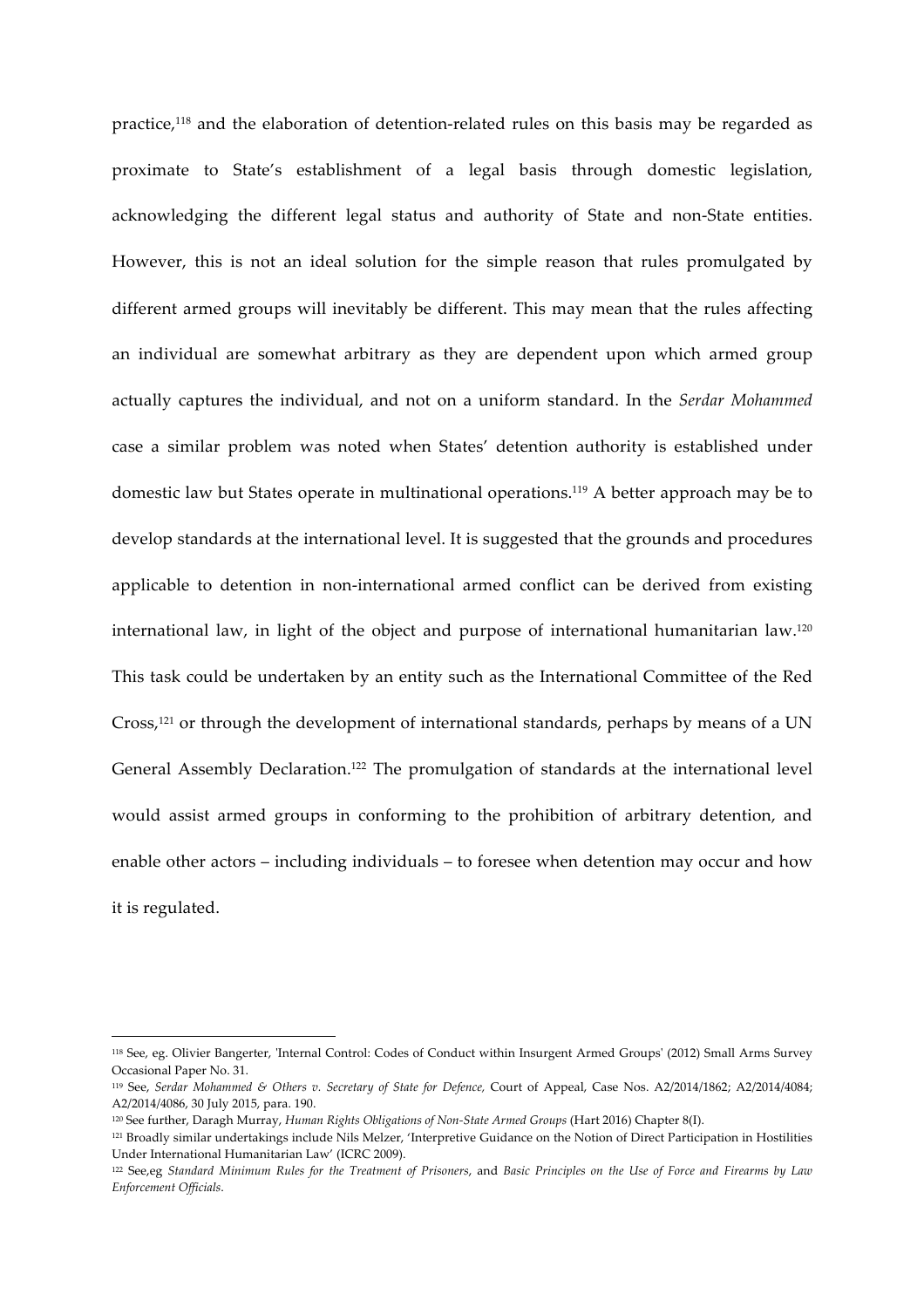practice,[118] and the elaboration of detention-related rules on this basis may be regarded as proximate to State's establishment of a legal basis through domestic legislation, acknowledging the different legal status and authority of State and non-State entities. However, this is not an ideal solution for the simple reason that rules promulgated by different armed groups will inevitably be different. This may mean that the rules affecting an individual are somewhat arbitrary as they are dependent upon which armed group actually captures the individual, and not on a uniform standard. In the *Serdar Mohammed* case a similar problem was noted when States' detention authority is established under domestic law but States operate in multinational operations.[119] A better approach may be to develop standards at the international level. It is suggested that the grounds and procedures applicable to detention in non-international armed conflict can be derived from existing international law, in light of the object and purpose of international humanitarian law.[120] This task could be undertaken by an entity such as the International Committee of the Red Cross,[121] or through the development of international standards, perhaps by means of a UN General Assembly Declaration.[122] The promulgation of standards at the international level would assist armed groups in conforming to the prohibition of arbitrary detention, and enable other actors – including individuals – to foresee when detention may occur and how it is regulated.

---

[118] See, eg. Olivier Bangerter, 'Internal Control: Codes of Conduct within Insurgent Armed Groups' (2012) Small Arms Survey Occasional Paper No. 31.

[119] See, *Serdar Mohammed & Others v. Secretary of State for Defence*, Court of Appeal, Case Nos. A2/2014/1862; A2/2014/4084; A2/2014/4086, 30 July 2015, para. 190.

[120] See further, Daragh Murray, *Human Rights Obligations of Non-State Armed Groups* (Hart 2016) Chapter 8(I).

[121] Broadly similar undertakings include Nils Melzer, 'Interpretive Guidance on the Notion of Direct Participation in Hostilities Under International Humanitarian Law' (ICRC 2009).

[122] See,eg *Standard Minimum Rules for the Treatment of Prisoners*, and *Basic Principles on the Use of Force and Firearms by Law Enforcement Officials*.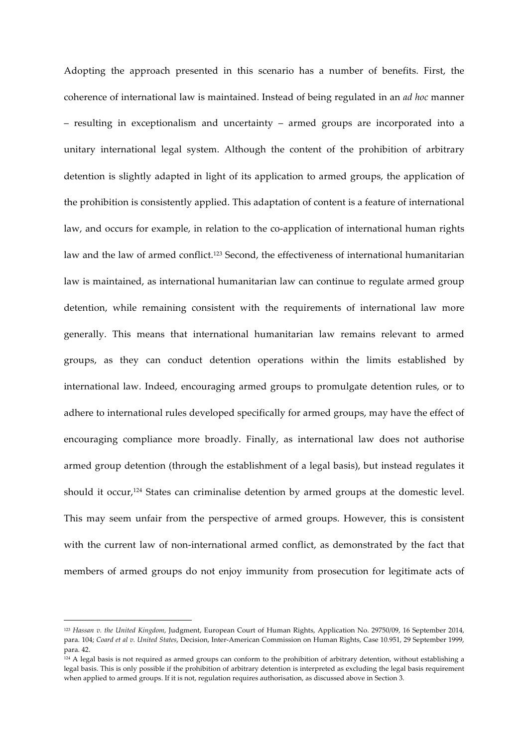Adopting the approach presented in this scenario has a number of benefits. First, the coherence of international law is maintained. Instead of being regulated in an *ad hoc* manner – resulting in exceptionalism and uncertainty – armed groups are incorporated into a unitary international legal system. Although the content of the prohibition of arbitrary detention is slightly adapted in light of its application to armed groups, the application of the prohibition is consistently applied. This adaptation of content is a feature of international law, and occurs for example, in relation to the co-application of international human rights law and the law of armed conflict.[123] Second, the effectiveness of international humanitarian law is maintained, as international humanitarian law can continue to regulate armed group detention, while remaining consistent with the requirements of international law more generally. This means that international humanitarian law remains relevant to armed groups, as they can conduct detention operations within the limits established by international law. Indeed, encouraging armed groups to promulgate detention rules, or to adhere to international rules developed specifically for armed groups, may have the effect of encouraging compliance more broadly. Finally, as international law does not authorise armed group detention (through the establishment of a legal basis), but instead regulates it should it occur,[124] States can criminalise detention by armed groups at the domestic level. This may seem unfair from the perspective of armed groups. However, this is consistent with the current law of non-international armed conflict, as demonstrated by the fact that members of armed groups do not enjoy immunity from prosecution for legitimate acts of

---

[123] *Hassan v. the United Kingdom*, Judgment, European Court of Human Rights, Application No. 29750/09, 16 September 2014, para. 104; *Coard et al v. United States*, Decision, Inter-American Commission on Human Rights, Case 10.951, 29 September 1999, para. 42.

[124] A legal basis is not required as armed groups can conform to the prohibition of arbitrary detention, without establishing a legal basis. This is only possible if the prohibition of arbitrary detention is interpreted as excluding the legal basis requirement when applied to armed groups. If it is not, regulation requires authorisation, as discussed above in Section 3.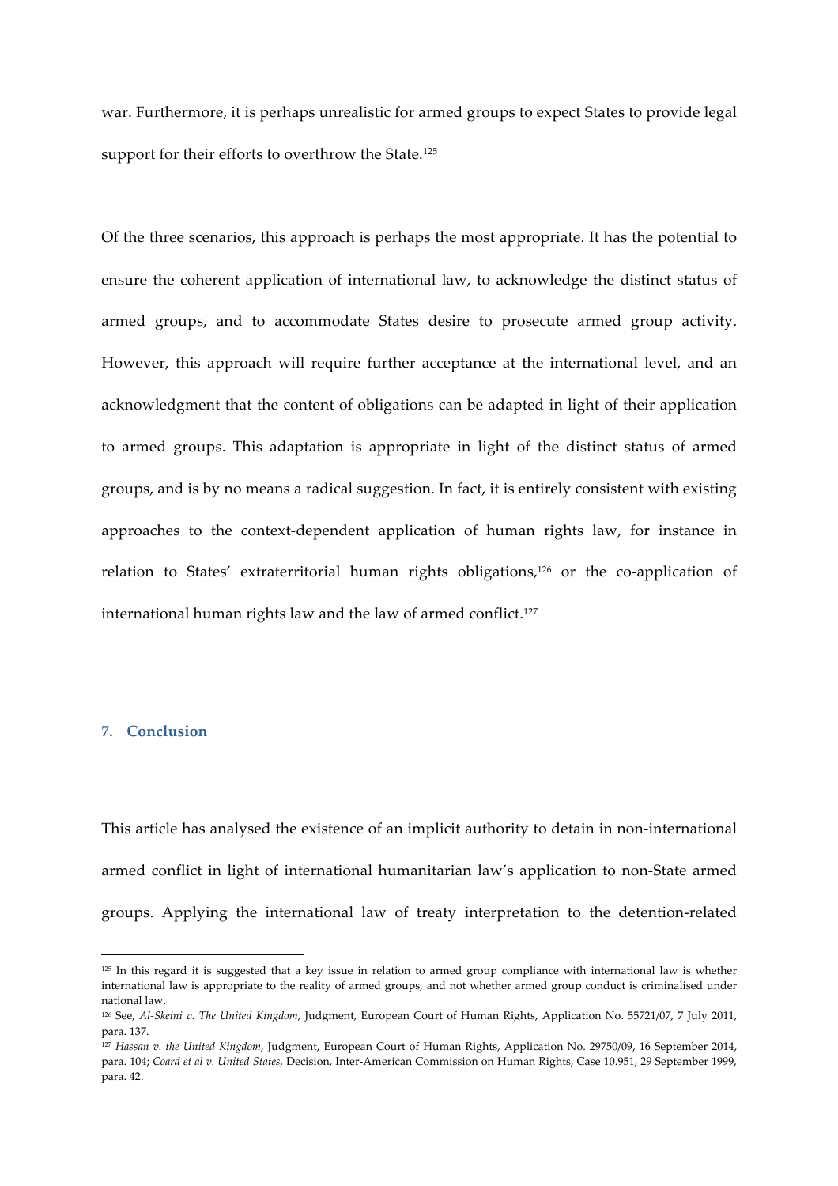war. Furthermore, it is perhaps unrealistic for armed groups to expect States to provide legal support for their efforts to overthrow the State.[125]

Of the three scenarios, this approach is perhaps the most appropriate. It has the potential to ensure the coherent application of international law, to acknowledge the distinct status of armed groups, and to accommodate States desire to prosecute armed group activity. However, this approach will require further acceptance at the international level, and an acknowledgment that the content of obligations can be adapted in light of their application to armed groups. This adaptation is appropriate in light of the distinct status of armed groups, and is by no means a radical suggestion. In fact, it is entirely consistent with existing approaches to the context-dependent application of human rights law, for instance in relation to States' extraterritorial human rights obligations,[126] or the co-application of international human rights law and the law of armed conflict.[127]

## 7. Conclusion

This article has analysed the existence of an implicit authority to detain in non-international armed conflict in light of international humanitarian law's application to non-State armed groups. Applying the international law of treaty interpretation to the detention-related

---

[125] In this regard it is suggested that a key issue in relation to armed group compliance with international law is whether international law is appropriate to the reality of armed groups, and not whether armed group conduct is criminalised under national law.

[126] See, *Al-Skeini v. The United Kingdom*, Judgment, European Court of Human Rights, Application No. 55721/07, 7 July 2011, para. 137.

[127] *Hassan v. the United Kingdom*, Judgment, European Court of Human Rights, Application No. 29750/09, 16 September 2014, para. 104; *Coard et al v. United States*, Decision, Inter-American Commission on Human Rights, Case 10.951, 29 September 1999, para. 42.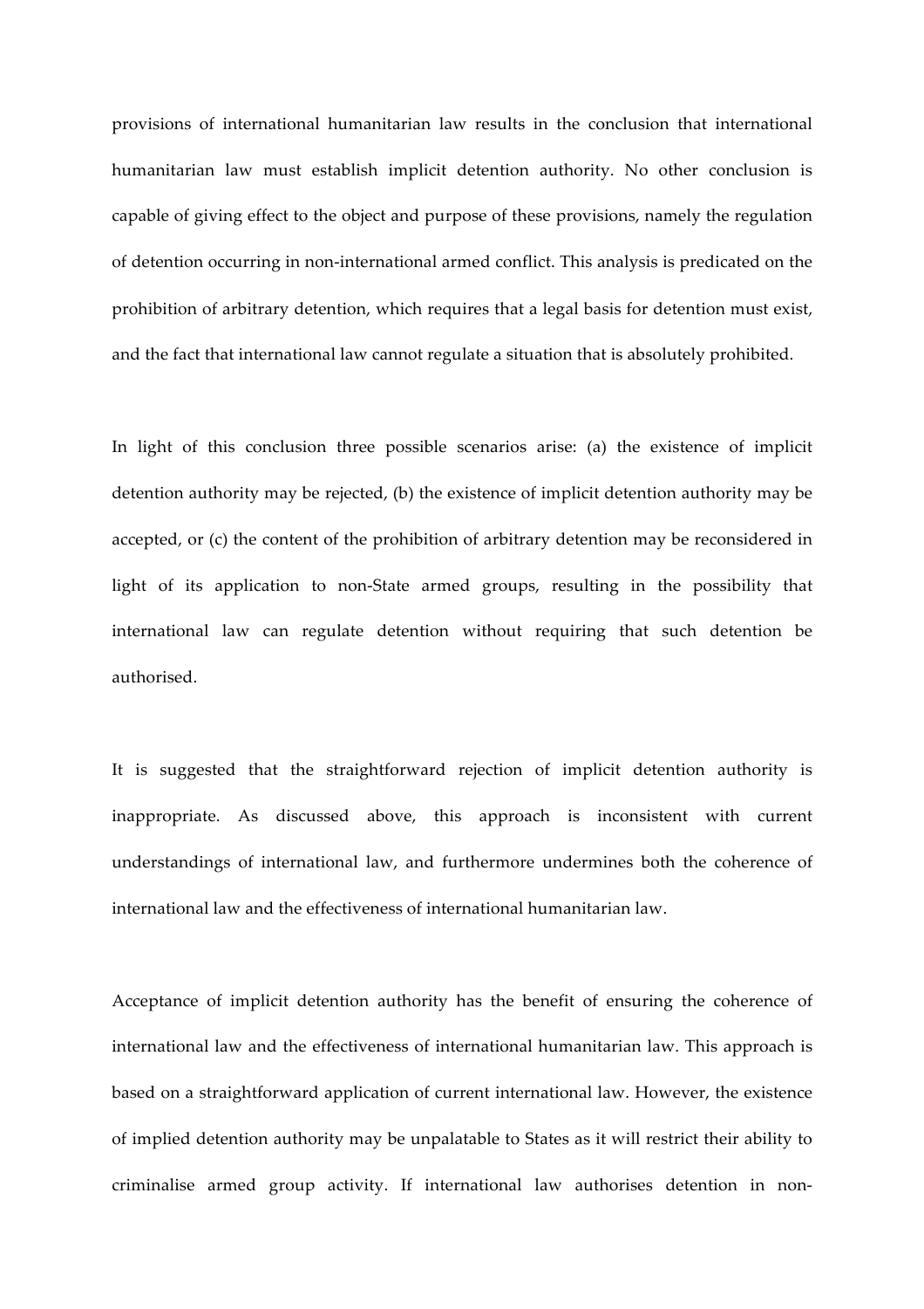provisions of international humanitarian law results in the conclusion that international humanitarian law must establish implicit detention authority. No other conclusion is capable of giving effect to the object and purpose of these provisions, namely the regulation of detention occurring in non-international armed conflict. This analysis is predicated on the prohibition of arbitrary detention, which requires that a legal basis for detention must exist, and the fact that international law cannot regulate a situation that is absolutely prohibited.

In light of this conclusion three possible scenarios arise: (a) the existence of implicit detention authority may be rejected, (b) the existence of implicit detention authority may be accepted, or (c) the content of the prohibition of arbitrary detention may be reconsidered in light of its application to non-State armed groups, resulting in the possibility that international law can regulate detention without requiring that such detention be authorised.

It is suggested that the straightforward rejection of implicit detention authority is inappropriate. As discussed above, this approach is inconsistent with current understandings of international law, and furthermore undermines both the coherence of international law and the effectiveness of international humanitarian law.

Acceptance of implicit detention authority has the benefit of ensuring the coherence of international law and the effectiveness of international humanitarian law. This approach is based on a straightforward application of current international law. However, the existence of implied detention authority may be unpalatable to States as it will restrict their ability to criminalise armed group activity. If international law authorises detention in non-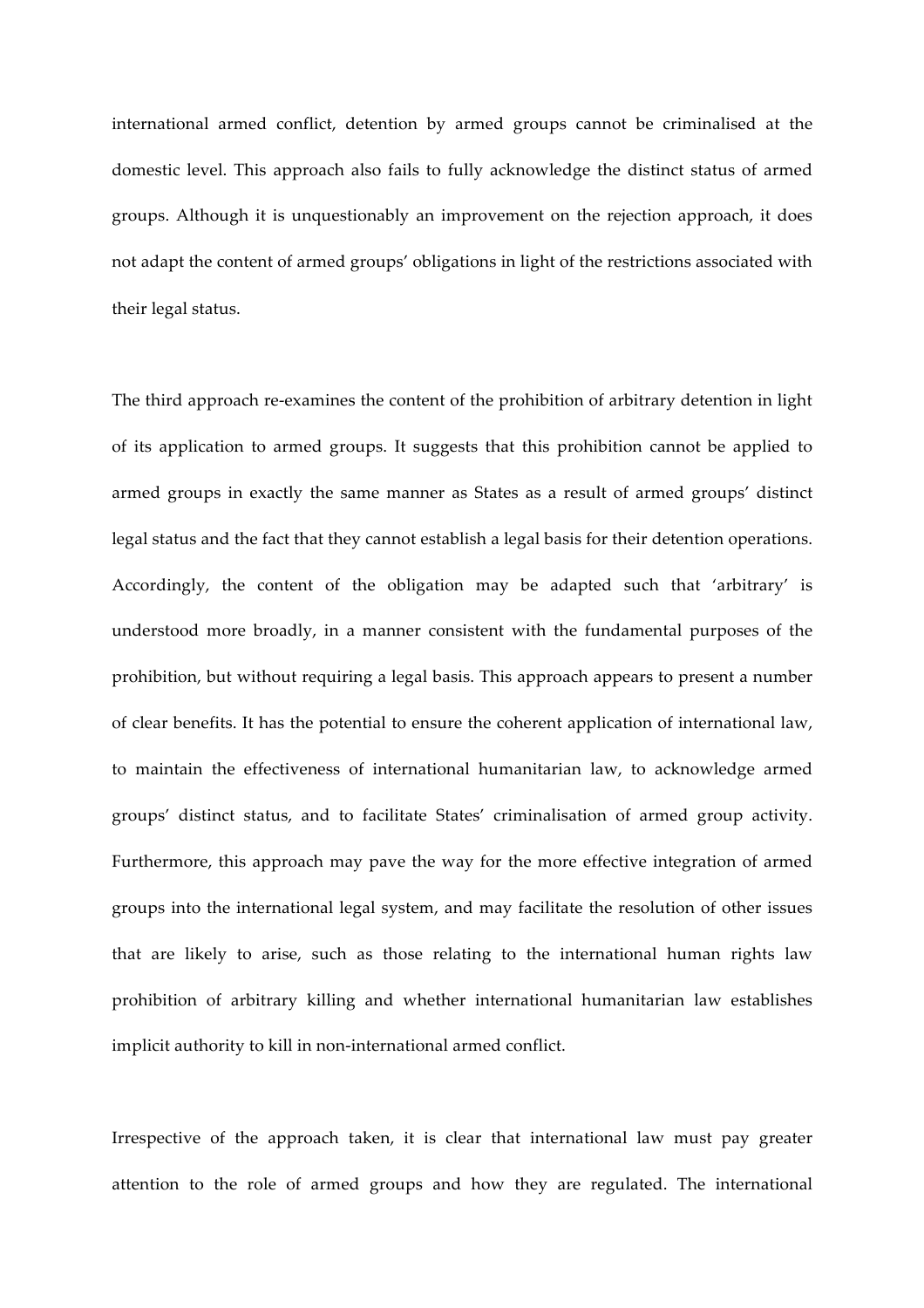international armed conflict, detention by armed groups cannot be criminalised at the domestic level. This approach also fails to fully acknowledge the distinct status of armed groups. Although it is unquestionably an improvement on the rejection approach, it does not adapt the content of armed groups' obligations in light of the restrictions associated with their legal status.

The third approach re-examines the content of the prohibition of arbitrary detention in light of its application to armed groups. It suggests that this prohibition cannot be applied to armed groups in exactly the same manner as States as a result of armed groups' distinct legal status and the fact that they cannot establish a legal basis for their detention operations. Accordingly, the content of the obligation may be adapted such that 'arbitrary' is understood more broadly, in a manner consistent with the fundamental purposes of the prohibition, but without requiring a legal basis. This approach appears to present a number of clear benefits. It has the potential to ensure the coherent application of international law, to maintain the effectiveness of international humanitarian law, to acknowledge armed groups' distinct status, and to facilitate States' criminalisation of armed group activity. Furthermore, this approach may pave the way for the more effective integration of armed groups into the international legal system, and may facilitate the resolution of other issues that are likely to arise, such as those relating to the international human rights law prohibition of arbitrary killing and whether international humanitarian law establishes implicit authority to kill in non-international armed conflict.

Irrespective of the approach taken, it is clear that international law must pay greater attention to the role of armed groups and how they are regulated. The international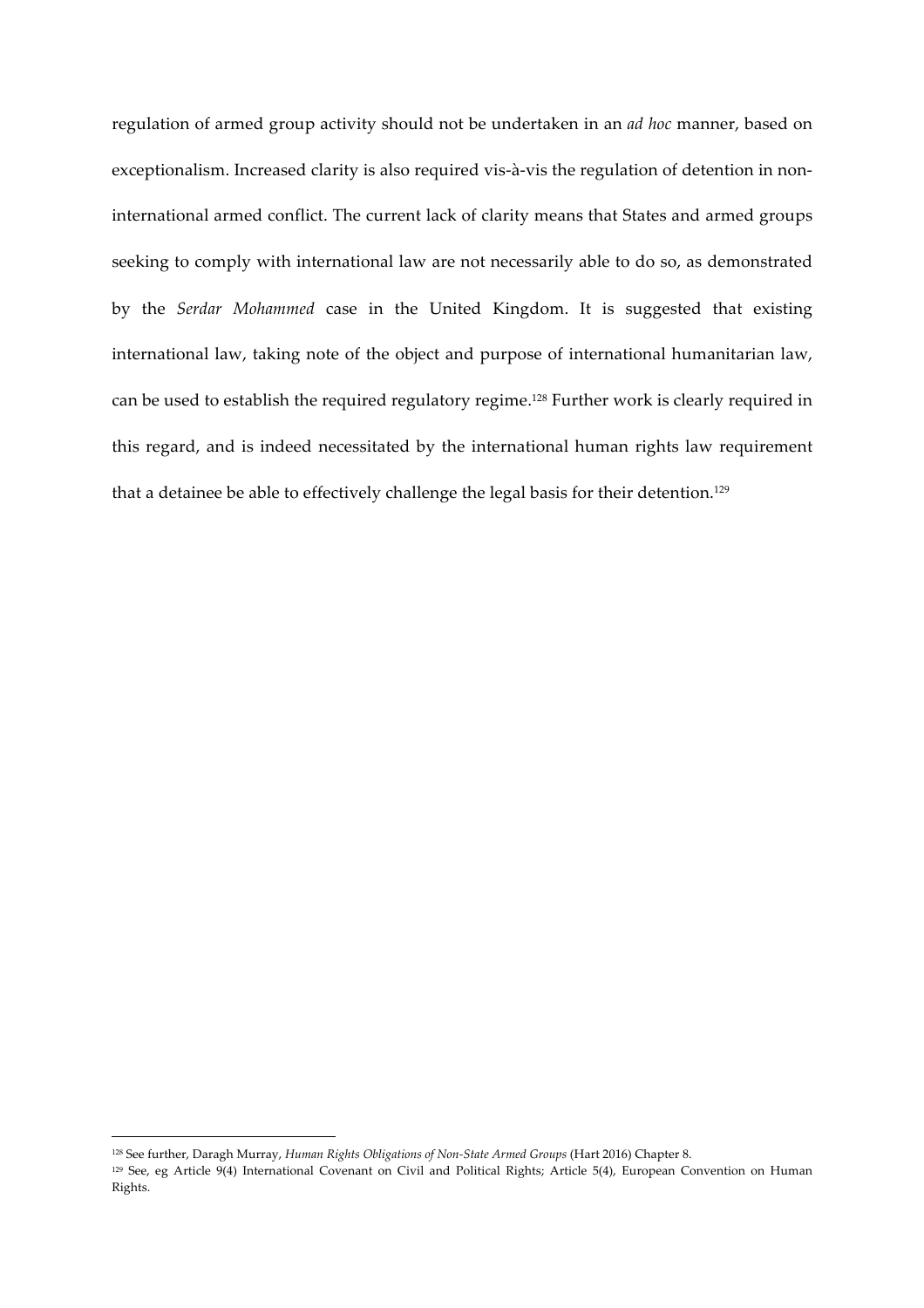regulation of armed group activity should not be undertaken in an *ad hoc* manner, based on exceptionalism. Increased clarity is also required vis-à-vis the regulation of detention in non-international armed conflict. The current lack of clarity means that States and armed groups seeking to comply with international law are not necessarily able to do so, as demonstrated by the *Serdar Mohammed* case in the United Kingdom. It is suggested that existing international law, taking note of the object and purpose of international humanitarian law, can be used to establish the required regulatory regime.[128] Further work is clearly required in this regard, and is indeed necessitated by the international human rights law requirement that a detainee be able to effectively challenge the legal basis for their detention.[129]

---

[128] See further, Daragh Murray, *Human Rights Obligations of Non-State Armed Groups* (Hart 2016) Chapter 8.

[129] See, eg Article 9(4) International Covenant on Civil and Political Rights; Article 5(4), European Convention on Human Rights.